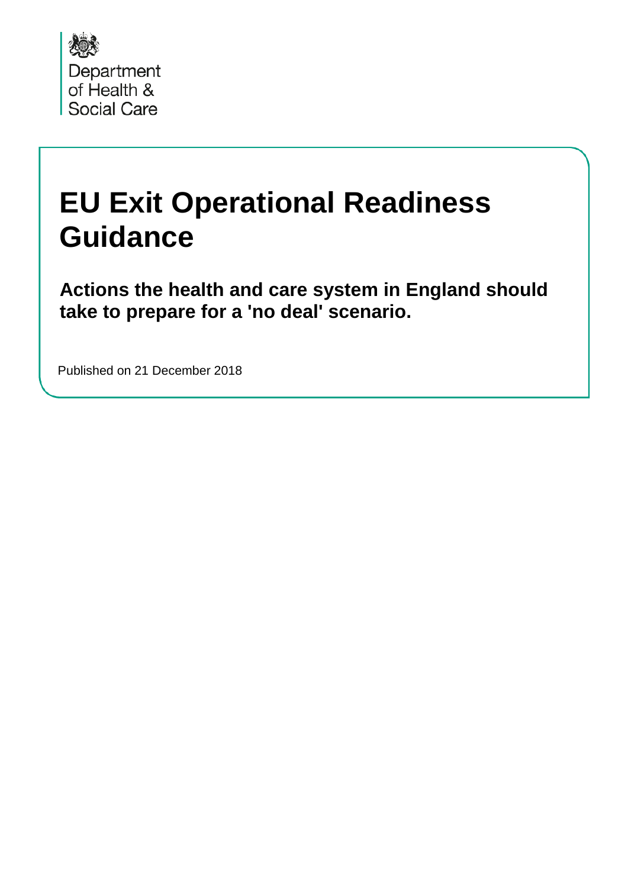Department of Health & Social Care

# EU Exit Operational Readiness Guidance

## Actions the health and care system in England should take to prepare for a 'no deal' scenario.

Published on 21 December 2018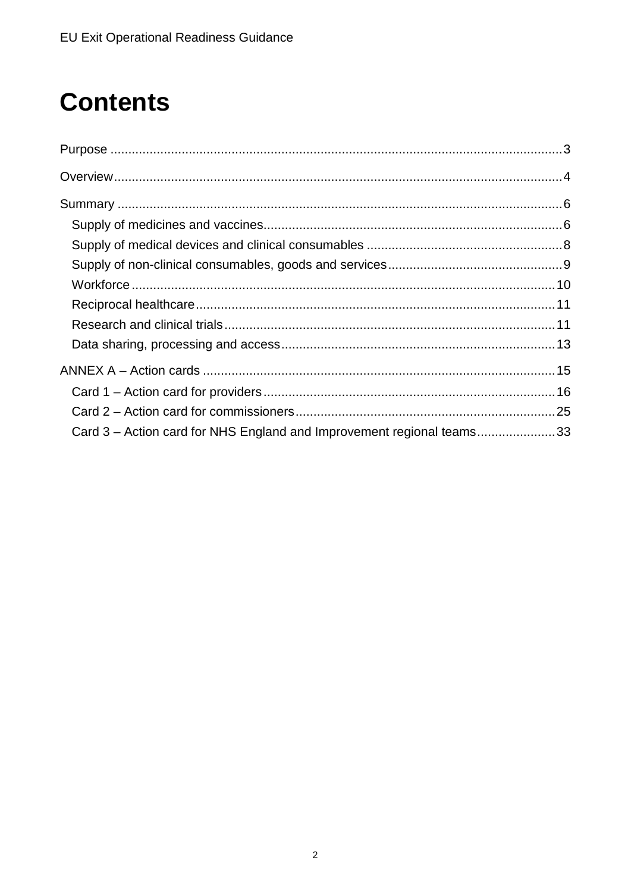# Contents

Purpose ..... 3

Overview ..... 4

Summary ..... 6

- Supply of medicines and vaccines ..... 6
- Supply of medical devices and clinical consumables ..... 8
- Supply of non-clinical consumables, goods and services ..... 9
- Workforce ..... 10
- Reciprocal healthcare ..... 11
- Research and clinical trials ..... 11
- Data sharing, processing and access ..... 13

ANNEX A – Action cards ..... 15

- Card 1 – Action card for providers ..... 16
- Card 2 – Action card for commissioners ..... 25
- Card 3 – Action card for NHS England and Improvement regional teams ..... 33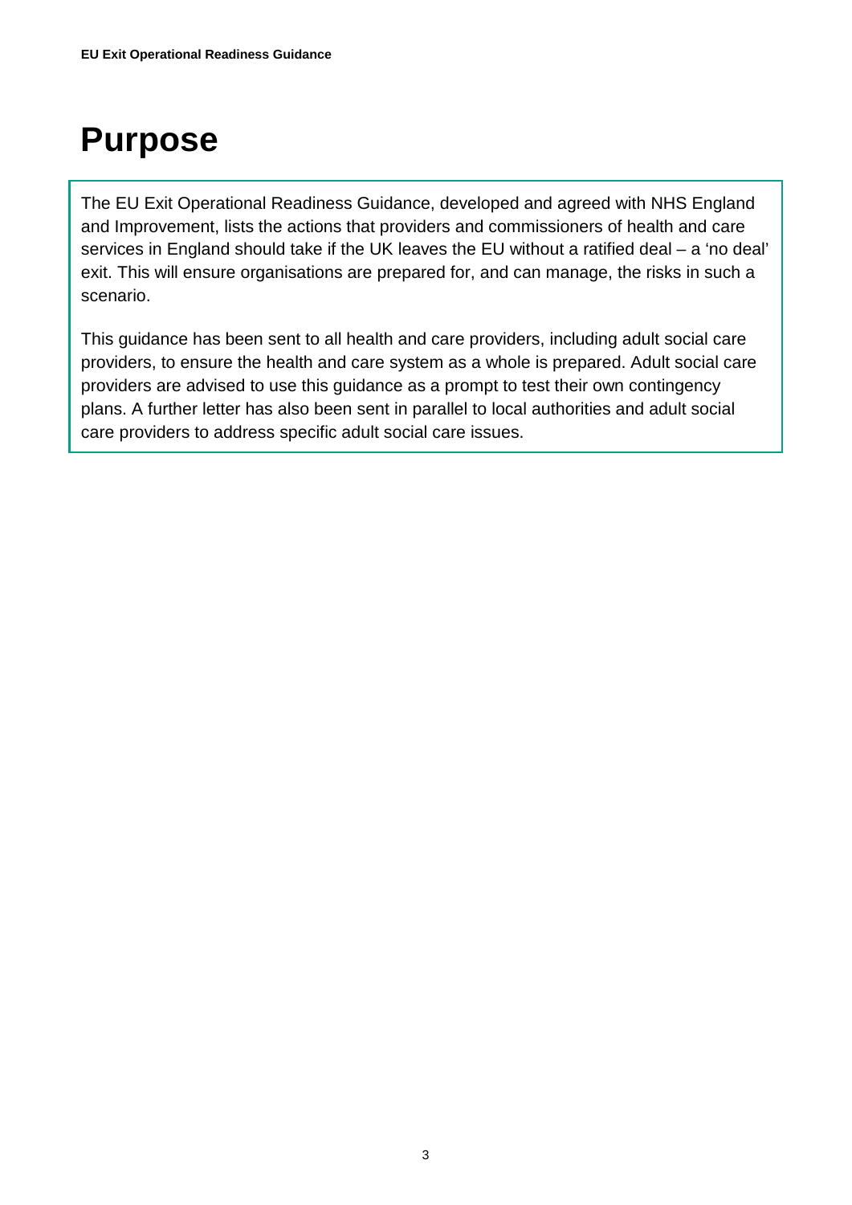# Purpose

The EU Exit Operational Readiness Guidance, developed and agreed with NHS England and Improvement, lists the actions that providers and commissioners of health and care services in England should take if the UK leaves the EU without a ratified deal – a 'no deal' exit. This will ensure organisations are prepared for, and can manage, the risks in such a scenario.

This guidance has been sent to all health and care providers, including adult social care providers, to ensure the health and care system as a whole is prepared. Adult social care providers are advised to use this guidance as a prompt to test their own contingency plans. A further letter has also been sent in parallel to local authorities and adult social care providers to address specific adult social care issues.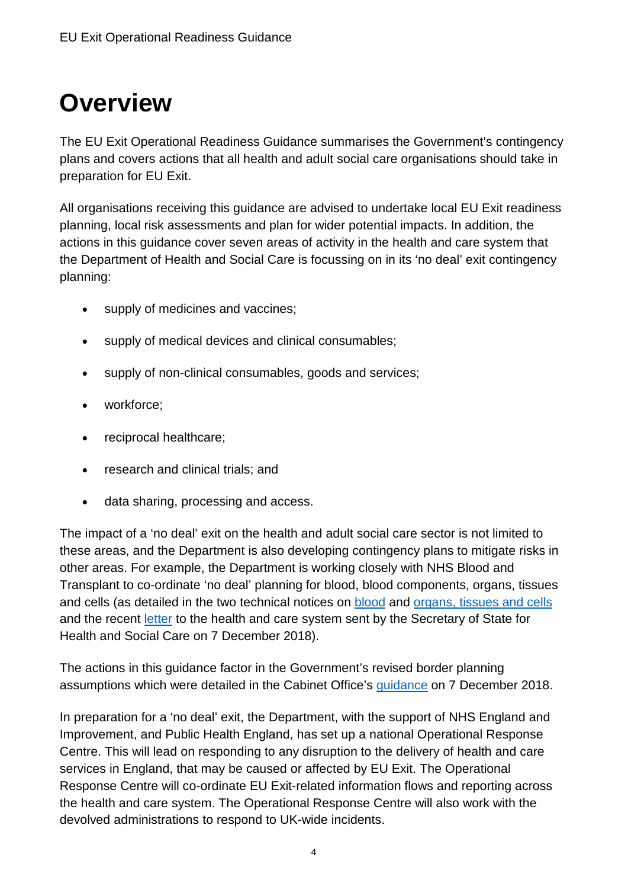# Overview

The EU Exit Operational Readiness Guidance summarises the Government's contingency plans and covers actions that all health and adult social care organisations should take in preparation for EU Exit.

All organisations receiving this guidance are advised to undertake local EU Exit readiness planning, local risk assessments and plan for wider potential impacts. In addition, the actions in this guidance cover seven areas of activity in the health and care system that the Department of Health and Social Care is focussing on in its 'no deal' exit contingency planning:

- supply of medicines and vaccines;
- supply of medical devices and clinical consumables;
- supply of non-clinical consumables, goods and services;
- workforce;
- reciprocal healthcare;
- research and clinical trials; and
- data sharing, processing and access.

The impact of a 'no deal' exit on the health and adult social care sector is not limited to these areas, and the Department is also developing contingency plans to mitigate risks in other areas. For example, the Department is working closely with NHS Blood and Transplant to co-ordinate 'no deal' planning for blood, blood components, organs, tissues and cells (as detailed in the two technical notices on blood and organs, tissues and cells and the recent letter to the health and care system sent by the Secretary of State for Health and Social Care on 7 December 2018).

The actions in this guidance factor in the Government's revised border planning assumptions which were detailed in the Cabinet Office's guidance on 7 December 2018.

In preparation for a 'no deal' exit, the Department, with the support of NHS England and Improvement, and Public Health England, has set up a national Operational Response Centre. This will lead on responding to any disruption to the delivery of health and care services in England, that may be caused or affected by EU Exit. The Operational Response Centre will co-ordinate EU Exit-related information flows and reporting across the health and care system. The Operational Response Centre will also work with the devolved administrations to respond to UK-wide incidents.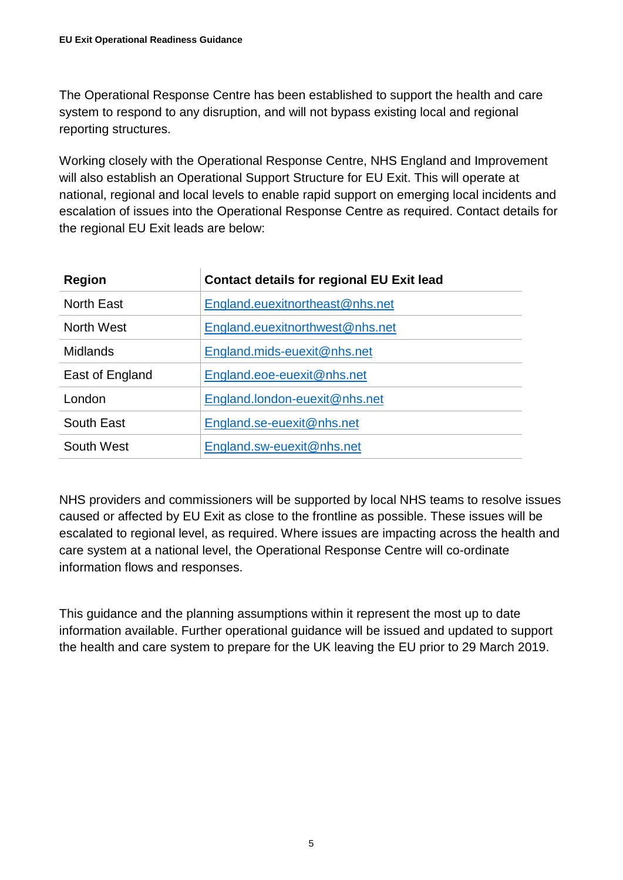The Operational Response Centre has been established to support the health and care system to respond to any disruption, and will not bypass existing local and regional reporting structures.

Working closely with the Operational Response Centre, NHS England and Improvement will also establish an Operational Support Structure for EU Exit. This will operate at national, regional and local levels to enable rapid support on emerging local incidents and escalation of issues into the Operational Response Centre as required. Contact details for the regional EU Exit leads are below:

| Region | Contact details for regional EU Exit lead |
|---|---|
| North East | England.euexitnortheast@nhs.net |
| North West | England.euexitnorthwest@nhs.net |
| Midlands | England.mids-euexit@nhs.net |
| East of England | England.eoe-euexit@nhs.net |
| London | England.london-euexit@nhs.net |
| South East | England.se-euexit@nhs.net |
| South West | England.sw-euexit@nhs.net |

NHS providers and commissioners will be supported by local NHS teams to resolve issues caused or affected by EU Exit as close to the frontline as possible. These issues will be escalated to regional level, as required. Where issues are impacting across the health and care system at a national level, the Operational Response Centre will co-ordinate information flows and responses.

This guidance and the planning assumptions within it represent the most up to date information available. Further operational guidance will be issued and updated to support the health and care system to prepare for the UK leaving the EU prior to 29 March 2019.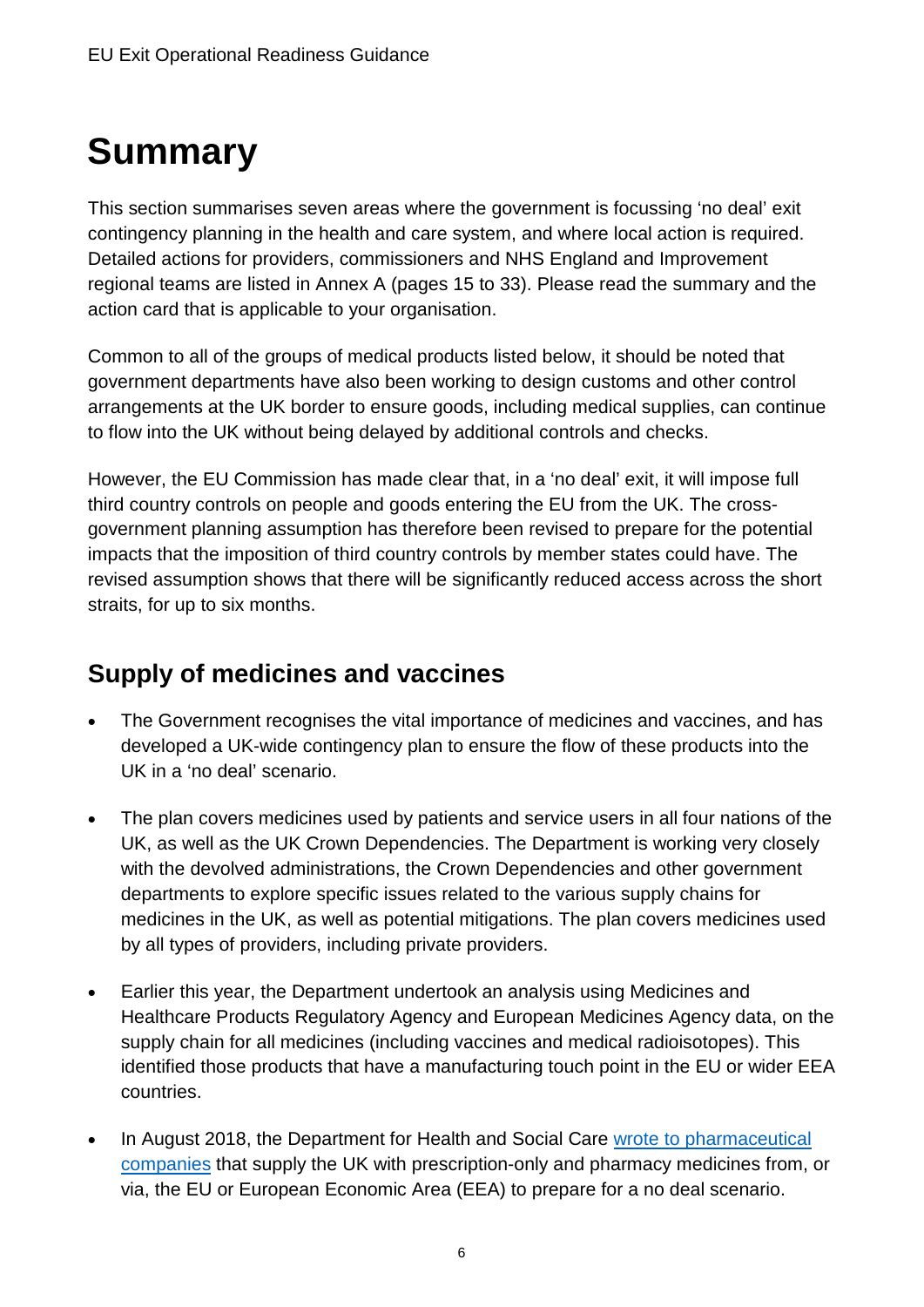# Summary

This section summarises seven areas where the government is focussing 'no deal' exit contingency planning in the health and care system, and where local action is required. Detailed actions for providers, commissioners and NHS England and Improvement regional teams are listed in Annex A (pages 15 to 33). Please read the summary and the action card that is applicable to your organisation.

Common to all of the groups of medical products listed below, it should be noted that government departments have also been working to design customs and other control arrangements at the UK border to ensure goods, including medical supplies, can continue to flow into the UK without being delayed by additional controls and checks.

However, the EU Commission has made clear that, in a 'no deal' exit, it will impose full third country controls on people and goods entering the EU from the UK. The cross-government planning assumption has therefore been revised to prepare for the potential impacts that the imposition of third country controls by member states could have. The revised assumption shows that there will be significantly reduced access across the short straits, for up to six months.

## Supply of medicines and vaccines

- The Government recognises the vital importance of medicines and vaccines, and has developed a UK-wide contingency plan to ensure the flow of these products into the UK in a 'no deal' scenario.
- The plan covers medicines used by patients and service users in all four nations of the UK, as well as the UK Crown Dependencies. The Department is working very closely with the devolved administrations, the Crown Dependencies and other government departments to explore specific issues related to the various supply chains for medicines in the UK, as well as potential mitigations. The plan covers medicines used by all types of providers, including private providers.
- Earlier this year, the Department undertook an analysis using Medicines and Healthcare Products Regulatory Agency and European Medicines Agency data, on the supply chain for all medicines (including vaccines and medical radioisotopes). This identified those products that have a manufacturing touch point in the EU or wider EEA countries.
- In August 2018, the Department for Health and Social Care [wrote to pharmaceutical companies] that supply the UK with prescription-only and pharmacy medicines from, or via, the EU or European Economic Area (EEA) to prepare for a no deal scenario.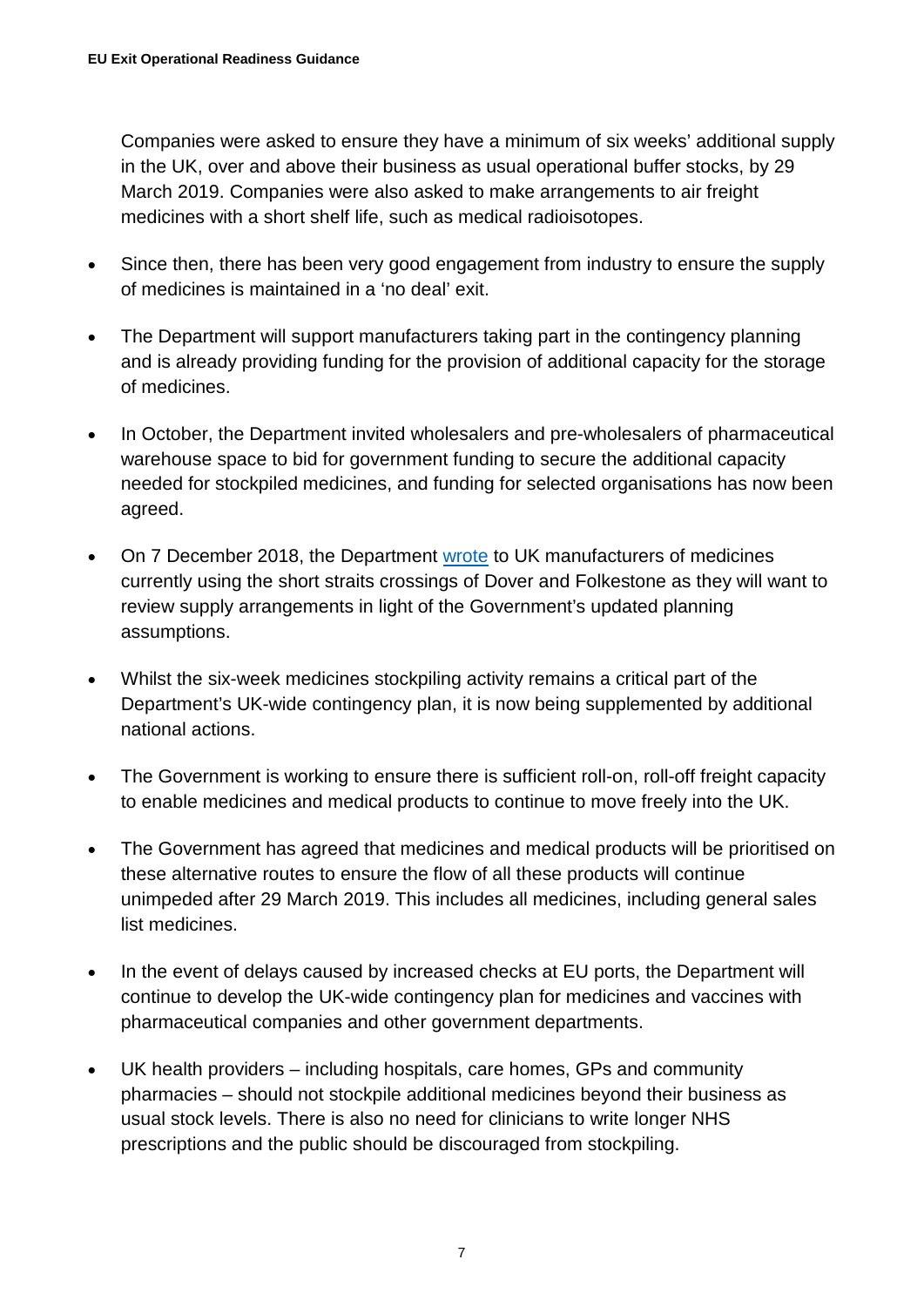Companies were asked to ensure they have a minimum of six weeks' additional supply in the UK, over and above their business as usual operational buffer stocks, by 29 March 2019. Companies were also asked to make arrangements to air freight medicines with a short shelf life, such as medical radioisotopes.

- Since then, there has been very good engagement from industry to ensure the supply of medicines is maintained in a 'no deal' exit.
- The Department will support manufacturers taking part in the contingency planning and is already providing funding for the provision of additional capacity for the storage of medicines.
- In October, the Department invited wholesalers and pre-wholesalers of pharmaceutical warehouse space to bid for government funding to secure the additional capacity needed for stockpiled medicines, and funding for selected organisations has now been agreed.
- On 7 December 2018, the Department [wrote] to UK manufacturers of medicines currently using the short straits crossings of Dover and Folkestone as they will want to review supply arrangements in light of the Government's updated planning assumptions.
- Whilst the six-week medicines stockpiling activity remains a critical part of the Department's UK-wide contingency plan, it is now being supplemented by additional national actions.
- The Government is working to ensure there is sufficient roll-on, roll-off freight capacity to enable medicines and medical products to continue to move freely into the UK.
- The Government has agreed that medicines and medical products will be prioritised on these alternative routes to ensure the flow of all these products will continue unimpeded after 29 March 2019. This includes all medicines, including general sales list medicines.
- In the event of delays caused by increased checks at EU ports, the Department will continue to develop the UK-wide contingency plan for medicines and vaccines with pharmaceutical companies and other government departments.
- UK health providers – including hospitals, care homes, GPs and community pharmacies – should not stockpile additional medicines beyond their business as usual stock levels. There is also no need for clinicians to write longer NHS prescriptions and the public should be discouraged from stockpiling.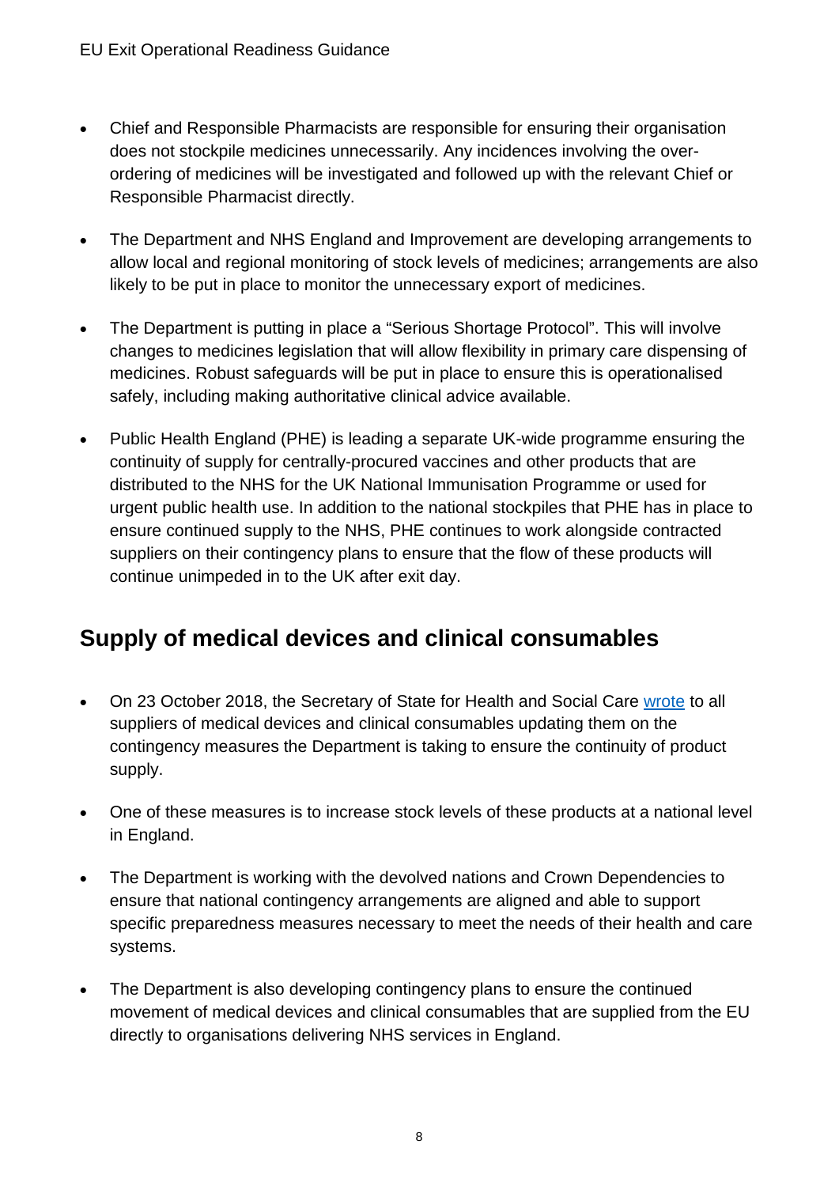- Chief and Responsible Pharmacists are responsible for ensuring their organisation does not stockpile medicines unnecessarily. Any incidences involving the over-ordering of medicines will be investigated and followed up with the relevant Chief or Responsible Pharmacist directly.
- The Department and NHS England and Improvement are developing arrangements to allow local and regional monitoring of stock levels of medicines; arrangements are also likely to be put in place to monitor the unnecessary export of medicines.
- The Department is putting in place a "Serious Shortage Protocol". This will involve changes to medicines legislation that will allow flexibility in primary care dispensing of medicines. Robust safeguards will be put in place to ensure this is operationalised safely, including making authoritative clinical advice available.
- Public Health England (PHE) is leading a separate UK-wide programme ensuring the continuity of supply for centrally-procured vaccines and other products that are distributed to the NHS for the UK National Immunisation Programme or used for urgent public health use. In addition to the national stockpiles that PHE has in place to ensure continued supply to the NHS, PHE continues to work alongside contracted suppliers on their contingency plans to ensure that the flow of these products will continue unimpeded in to the UK after exit day.

## Supply of medical devices and clinical consumables

- On 23 October 2018, the Secretary of State for Health and Social Care wrote to all suppliers of medical devices and clinical consumables updating them on the contingency measures the Department is taking to ensure the continuity of product supply.
- One of these measures is to increase stock levels of these products at a national level in England.
- The Department is working with the devolved nations and Crown Dependencies to ensure that national contingency arrangements are aligned and able to support specific preparedness measures necessary to meet the needs of their health and care systems.
- The Department is also developing contingency plans to ensure the continued movement of medical devices and clinical consumables that are supplied from the EU directly to organisations delivering NHS services in England.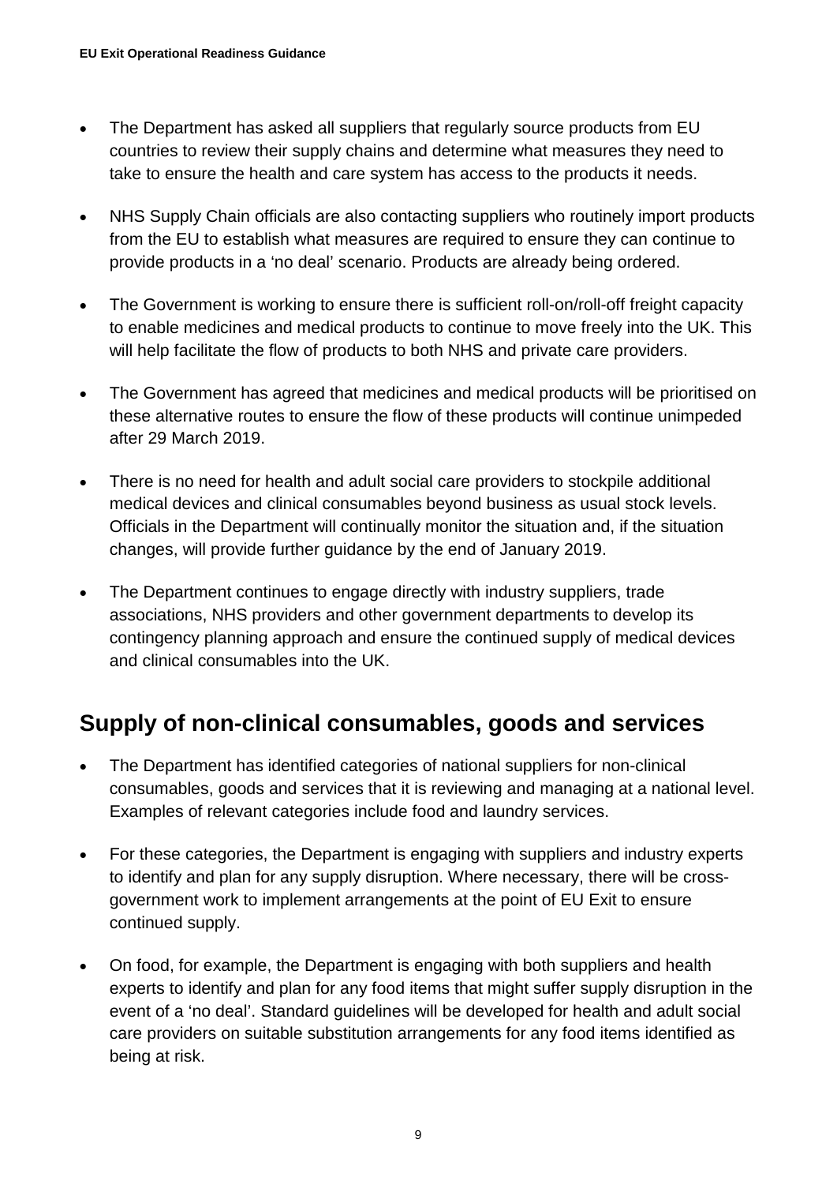- The Department has asked all suppliers that regularly source products from EU countries to review their supply chains and determine what measures they need to take to ensure the health and care system has access to the products it needs.

- NHS Supply Chain officials are also contacting suppliers who routinely import products from the EU to establish what measures are required to ensure they can continue to provide products in a 'no deal' scenario. Products are already being ordered.

- The Government is working to ensure there is sufficient roll-on/roll-off freight capacity to enable medicines and medical products to continue to move freely into the UK. This will help facilitate the flow of products to both NHS and private care providers.

- The Government has agreed that medicines and medical products will be prioritised on these alternative routes to ensure the flow of these products will continue unimpeded after 29 March 2019.

- There is no need for health and adult social care providers to stockpile additional medical devices and clinical consumables beyond business as usual stock levels. Officials in the Department will continually monitor the situation and, if the situation changes, will provide further guidance by the end of January 2019.

- The Department continues to engage directly with industry suppliers, trade associations, NHS providers and other government departments to develop its contingency planning approach and ensure the continued supply of medical devices and clinical consumables into the UK.

## Supply of non-clinical consumables, goods and services

- The Department has identified categories of national suppliers for non-clinical consumables, goods and services that it is reviewing and managing at a national level. Examples of relevant categories include food and laundry services.

- For these categories, the Department is engaging with suppliers and industry experts to identify and plan for any supply disruption. Where necessary, there will be cross-government work to implement arrangements at the point of EU Exit to ensure continued supply.

- On food, for example, the Department is engaging with both suppliers and health experts to identify and plan for any food items that might suffer supply disruption in the event of a 'no deal'. Standard guidelines will be developed for health and adult social care providers on suitable substitution arrangements for any food items identified as being at risk.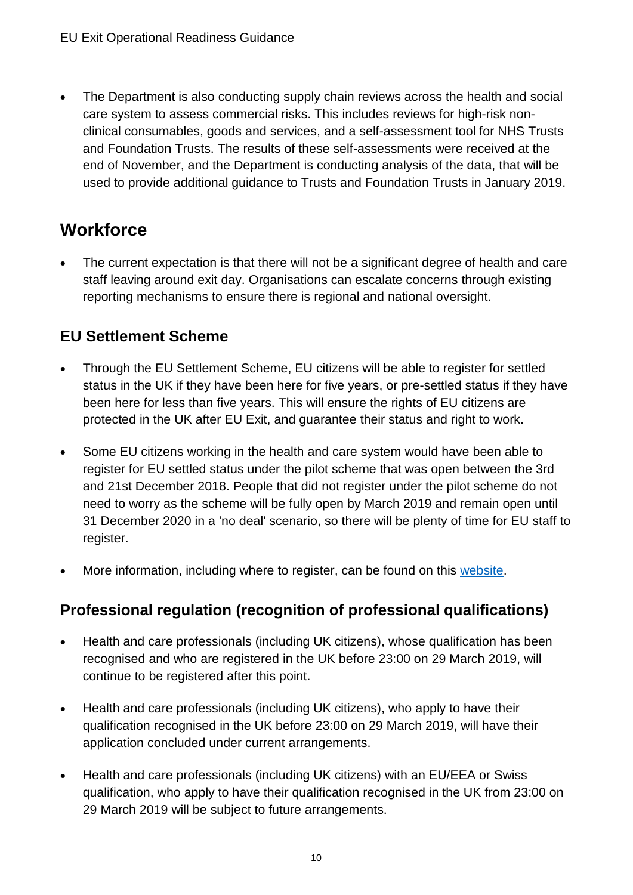- The Department is also conducting supply chain reviews across the health and social care system to assess commercial risks. This includes reviews for high-risk non-clinical consumables, goods and services, and a self-assessment tool for NHS Trusts and Foundation Trusts. The results of these self-assessments were received at the end of November, and the Department is conducting analysis of the data, that will be used to provide additional guidance to Trusts and Foundation Trusts in January 2019.

## Workforce

- The current expectation is that there will not be a significant degree of health and care staff leaving around exit day. Organisations can escalate concerns through existing reporting mechanisms to ensure there is regional and national oversight.

### EU Settlement Scheme

- Through the EU Settlement Scheme, EU citizens will be able to register for settled status in the UK if they have been here for five years, or pre-settled status if they have been here for less than five years. This will ensure the rights of EU citizens are protected in the UK after EU Exit, and guarantee their status and right to work.
- Some EU citizens working in the health and care system would have been able to register for EU settled status under the pilot scheme that was open between the 3rd and 21st December 2018. People that did not register under the pilot scheme do not need to worry as the scheme will be fully open by March 2019 and remain open until 31 December 2020 in a 'no deal' scenario, so there will be plenty of time for EU staff to register.
- More information, including where to register, can be found on this website.

### Professional regulation (recognition of professional qualifications)

- Health and care professionals (including UK citizens), whose qualification has been recognised and who are registered in the UK before 23:00 on 29 March 2019, will continue to be registered after this point.
- Health and care professionals (including UK citizens), who apply to have their qualification recognised in the UK before 23:00 on 29 March 2019, will have their application concluded under current arrangements.
- Health and care professionals (including UK citizens) with an EU/EEA or Swiss qualification, who apply to have their qualification recognised in the UK from 23:00 on 29 March 2019 will be subject to future arrangements.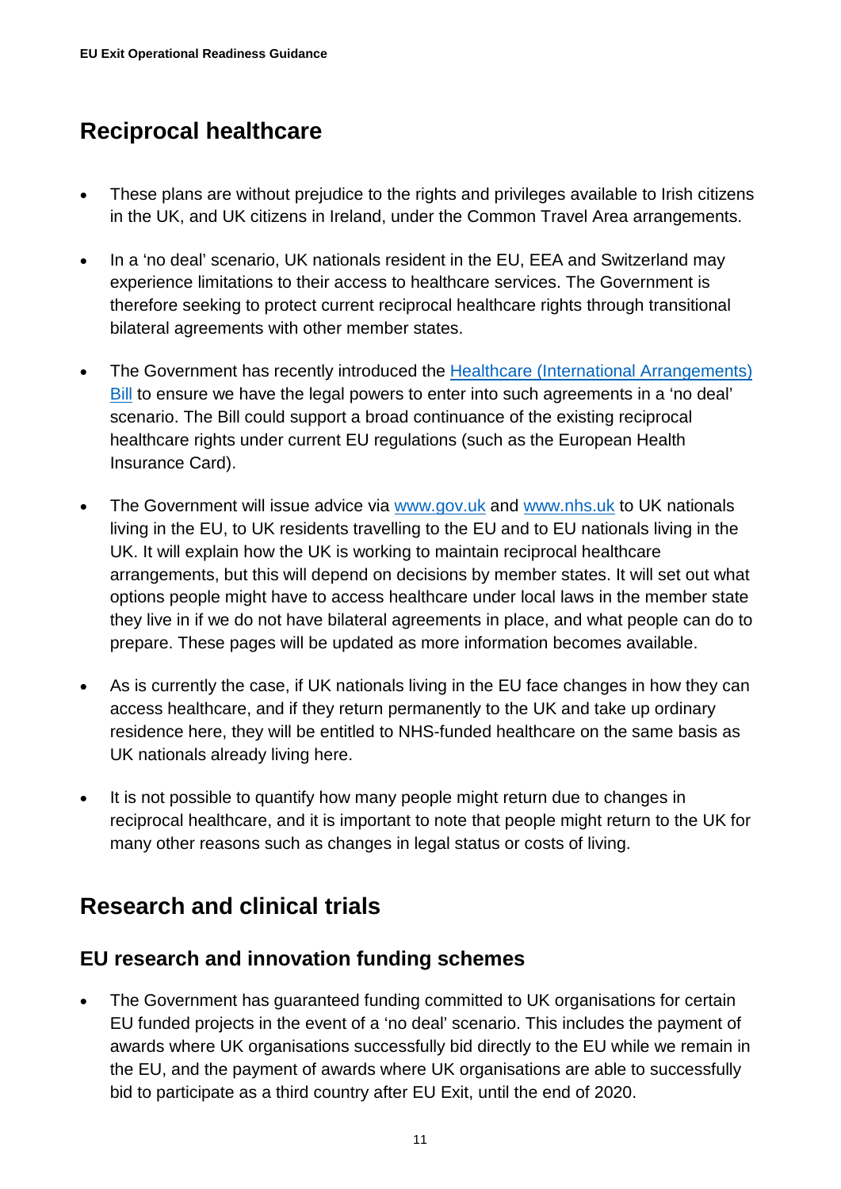## Reciprocal healthcare

- These plans are without prejudice to the rights and privileges available to Irish citizens in the UK, and UK citizens in Ireland, under the Common Travel Area arrangements.
- In a 'no deal' scenario, UK nationals resident in the EU, EEA and Switzerland may experience limitations to their access to healthcare services. The Government is therefore seeking to protect current reciprocal healthcare rights through transitional bilateral agreements with other member states.
- The Government has recently introduced the [Healthcare (International Arrangements) Bill]() to ensure we have the legal powers to enter into such agreements in a 'no deal' scenario. The Bill could support a broad continuance of the existing reciprocal healthcare rights under current EU regulations (such as the European Health Insurance Card).
- The Government will issue advice via [www.gov.uk](http://www.gov.uk) and [www.nhs.uk](http://www.nhs.uk) to UK nationals living in the EU, to UK residents travelling to the EU and to EU nationals living in the UK. It will explain how the UK is working to maintain reciprocal healthcare arrangements, but this will depend on decisions by member states. It will set out what options people might have to access healthcare under local laws in the member state they live in if we do not have bilateral agreements in place, and what people can do to prepare. These pages will be updated as more information becomes available.
- As is currently the case, if UK nationals living in the EU face changes in how they can access healthcare, and if they return permanently to the UK and take up ordinary residence here, they will be entitled to NHS-funded healthcare on the same basis as UK nationals already living here.
- It is not possible to quantify how many people might return due to changes in reciprocal healthcare, and it is important to note that people might return to the UK for many other reasons such as changes in legal status or costs of living.

## Research and clinical trials

### EU research and innovation funding schemes

- The Government has guaranteed funding committed to UK organisations for certain EU funded projects in the event of a 'no deal' scenario. This includes the payment of awards where UK organisations successfully bid directly to the EU while we remain in the EU, and the payment of awards where UK organisations are able to successfully bid to participate as a third country after EU Exit, until the end of 2020.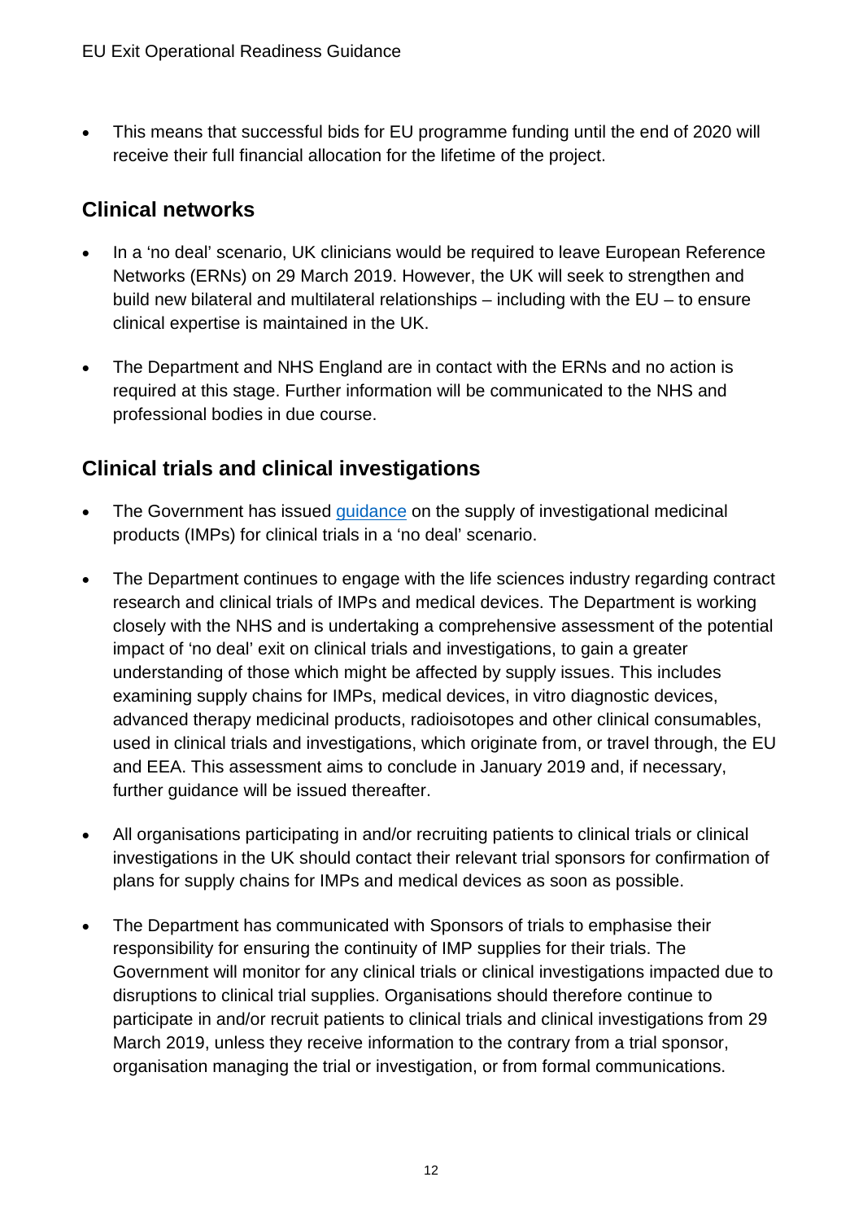- This means that successful bids for EU programme funding until the end of 2020 will receive their full financial allocation for the lifetime of the project.

## Clinical networks

- In a 'no deal' scenario, UK clinicians would be required to leave European Reference Networks (ERNs) on 29 March 2019. However, the UK will seek to strengthen and build new bilateral and multilateral relationships – including with the EU – to ensure clinical expertise is maintained in the UK.

- The Department and NHS England are in contact with the ERNs and no action is required at this stage. Further information will be communicated to the NHS and professional bodies in due course.

## Clinical trials and clinical investigations

- The Government has issued guidance on the supply of investigational medicinal products (IMPs) for clinical trials in a 'no deal' scenario.

- The Department continues to engage with the life sciences industry regarding contract research and clinical trials of IMPs and medical devices. The Department is working closely with the NHS and is undertaking a comprehensive assessment of the potential impact of 'no deal' exit on clinical trials and investigations, to gain a greater understanding of those which might be affected by supply issues. This includes examining supply chains for IMPs, medical devices, in vitro diagnostic devices, advanced therapy medicinal products, radioisotopes and other clinical consumables, used in clinical trials and investigations, which originate from, or travel through, the EU and EEA. This assessment aims to conclude in January 2019 and, if necessary, further guidance will be issued thereafter.

- All organisations participating in and/or recruiting patients to clinical trials or clinical investigations in the UK should contact their relevant trial sponsors for confirmation of plans for supply chains for IMPs and medical devices as soon as possible.

- The Department has communicated with Sponsors of trials to emphasise their responsibility for ensuring the continuity of IMP supplies for their trials. The Government will monitor for any clinical trials or clinical investigations impacted due to disruptions to clinical trial supplies. Organisations should therefore continue to participate in and/or recruit patients to clinical trials and clinical investigations from 29 March 2019, unless they receive information to the contrary from a trial sponsor, organisation managing the trial or investigation, or from formal communications.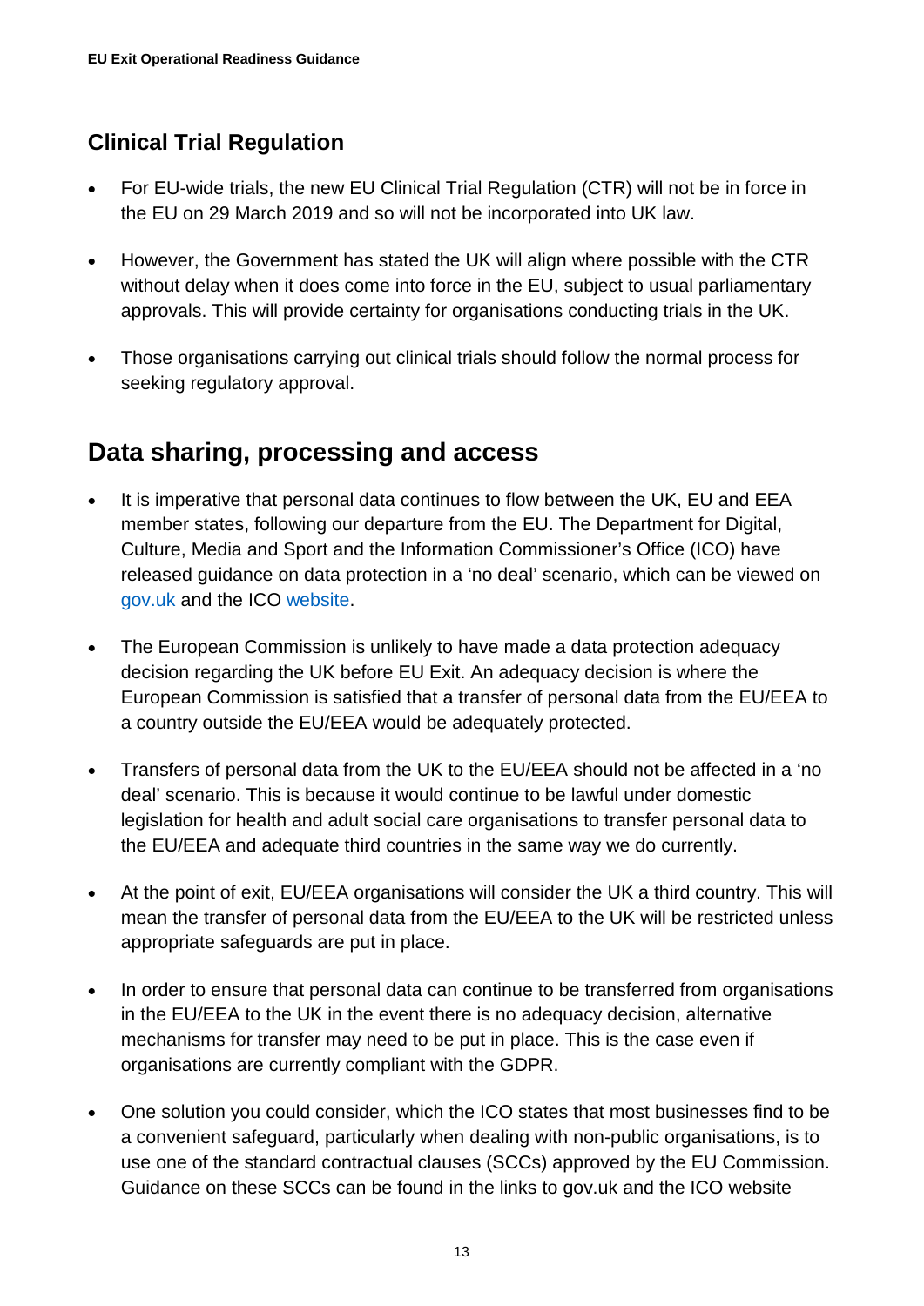## Clinical Trial Regulation

- For EU-wide trials, the new EU Clinical Trial Regulation (CTR) will not be in force in the EU on 29 March 2019 and so will not be incorporated into UK law.
- However, the Government has stated the UK will align where possible with the CTR without delay when it does come into force in the EU, subject to usual parliamentary approvals. This will provide certainty for organisations conducting trials in the UK.
- Those organisations carrying out clinical trials should follow the normal process for seeking regulatory approval.

# Data sharing, processing and access

- It is imperative that personal data continues to flow between the UK, EU and EEA member states, following our departure from the EU. The Department for Digital, Culture, Media and Sport and the Information Commissioner's Office (ICO) have released guidance on data protection in a 'no deal' scenario, which can be viewed on gov.uk and the ICO website.
- The European Commission is unlikely to have made a data protection adequacy decision regarding the UK before EU Exit. An adequacy decision is where the European Commission is satisfied that a transfer of personal data from the EU/EEA to a country outside the EU/EEA would be adequately protected.
- Transfers of personal data from the UK to the EU/EEA should not be affected in a 'no deal' scenario. This is because it would continue to be lawful under domestic legislation for health and adult social care organisations to transfer personal data to the EU/EEA and adequate third countries in the same way we do currently.
- At the point of exit, EU/EEA organisations will consider the UK a third country. This will mean the transfer of personal data from the EU/EEA to the UK will be restricted unless appropriate safeguards are put in place.
- In order to ensure that personal data can continue to be transferred from organisations in the EU/EEA to the UK in the event there is no adequacy decision, alternative mechanisms for transfer may need to be put in place. This is the case even if organisations are currently compliant with the GDPR.
- One solution you could consider, which the ICO states that most businesses find to be a convenient safeguard, particularly when dealing with non-public organisations, is to use one of the standard contractual clauses (SCCs) approved by the EU Commission. Guidance on these SCCs can be found in the links to gov.uk and the ICO website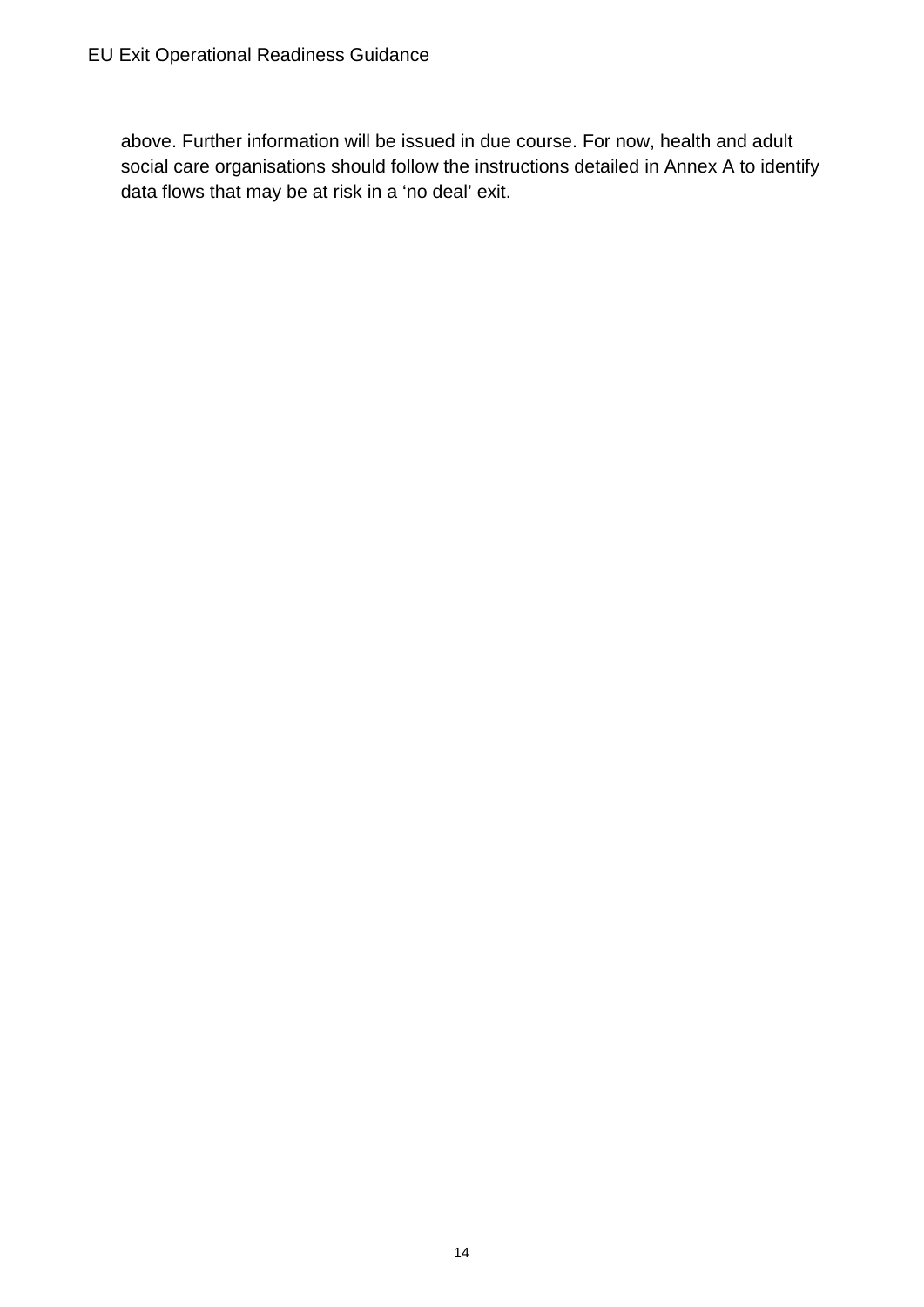above. Further information will be issued in due course. For now, health and adult social care organisations should follow the instructions detailed in Annex A to identify data flows that may be at risk in a ‘no deal’ exit.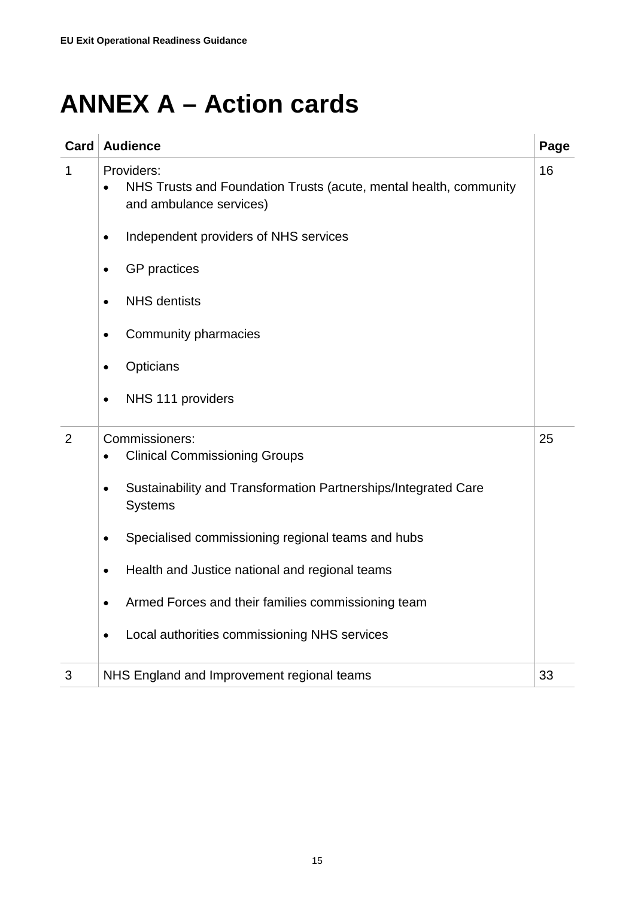# ANNEX A – Action cards

| Card | Audience | Page |
|---|---|---|
| 1 | Providers:<br>• NHS Trusts and Foundation Trusts (acute, mental health, community and ambulance services)<br>• Independent providers of NHS services<br>• GP practices<br>• NHS dentists<br>• Community pharmacies<br>• Opticians<br>• NHS 111 providers | 16 |
| 2 | Commissioners:<br>• Clinical Commissioning Groups<br>• Sustainability and Transformation Partnerships/Integrated Care Systems<br>• Specialised commissioning regional teams and hubs<br>• Health and Justice national and regional teams<br>• Armed Forces and their families commissioning team<br>• Local authorities commissioning NHS services | 25 |
| 3 | NHS England and Improvement regional teams | 33 |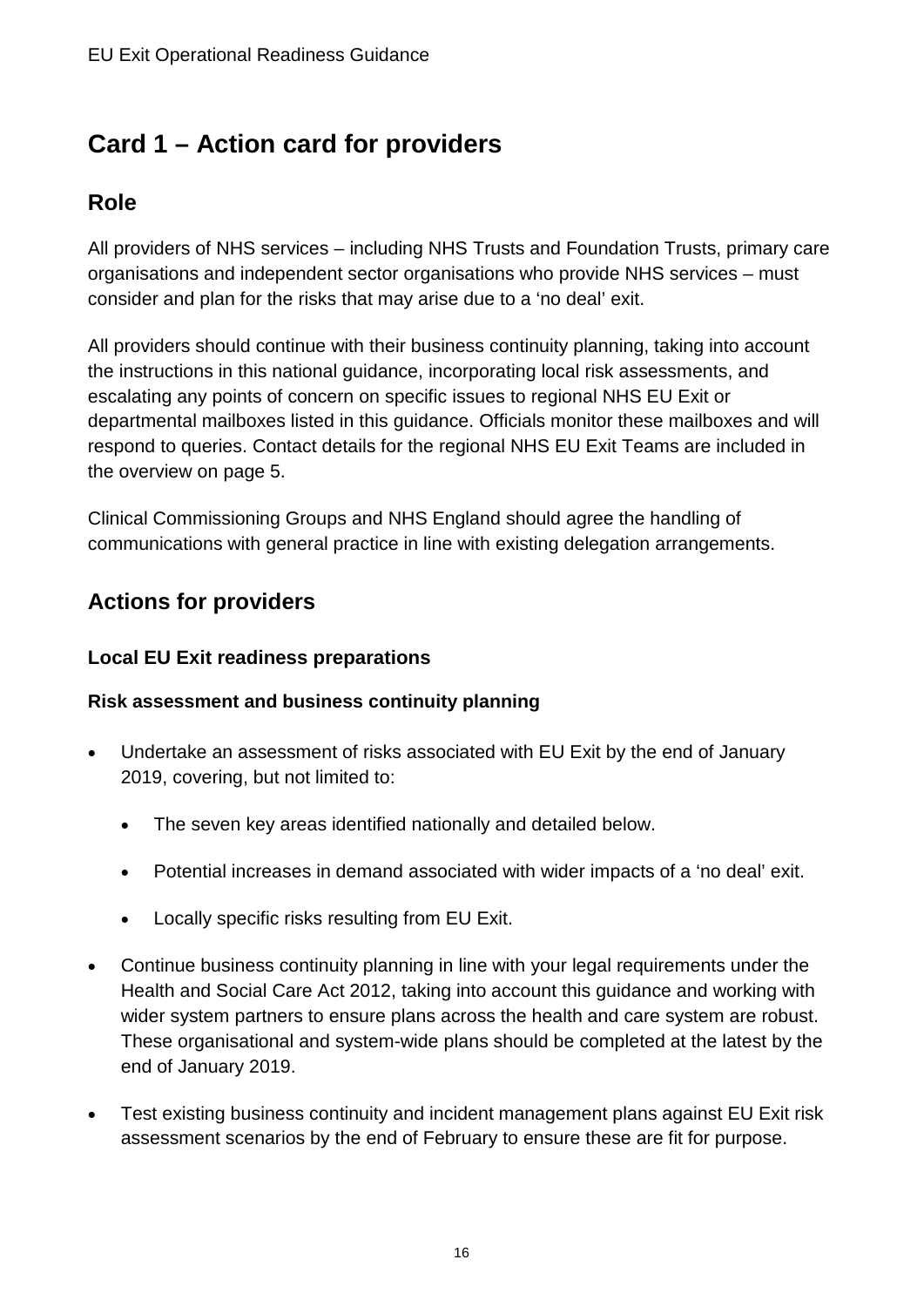# Card 1 – Action card for providers

## Role

All providers of NHS services – including NHS Trusts and Foundation Trusts, primary care organisations and independent sector organisations who provide NHS services – must consider and plan for the risks that may arise due to a 'no deal' exit.

All providers should continue with their business continuity planning, taking into account the instructions in this national guidance, incorporating local risk assessments, and escalating any points of concern on specific issues to regional NHS EU Exit or departmental mailboxes listed in this guidance. Officials monitor these mailboxes and will respond to queries. Contact details for the regional NHS EU Exit Teams are included in the overview on page 5.

Clinical Commissioning Groups and NHS England should agree the handling of communications with general practice in line with existing delegation arrangements.

## Actions for providers

### Local EU Exit readiness preparations

#### Risk assessment and business continuity planning

- Undertake an assessment of risks associated with EU Exit by the end of January 2019, covering, but not limited to:
  - The seven key areas identified nationally and detailed below.
  - Potential increases in demand associated with wider impacts of a 'no deal' exit.
  - Locally specific risks resulting from EU Exit.
- Continue business continuity planning in line with your legal requirements under the Health and Social Care Act 2012, taking into account this guidance and working with wider system partners to ensure plans across the health and care system are robust. These organisational and system-wide plans should be completed at the latest by the end of January 2019.
- Test existing business continuity and incident management plans against EU Exit risk assessment scenarios by the end of February to ensure these are fit for purpose.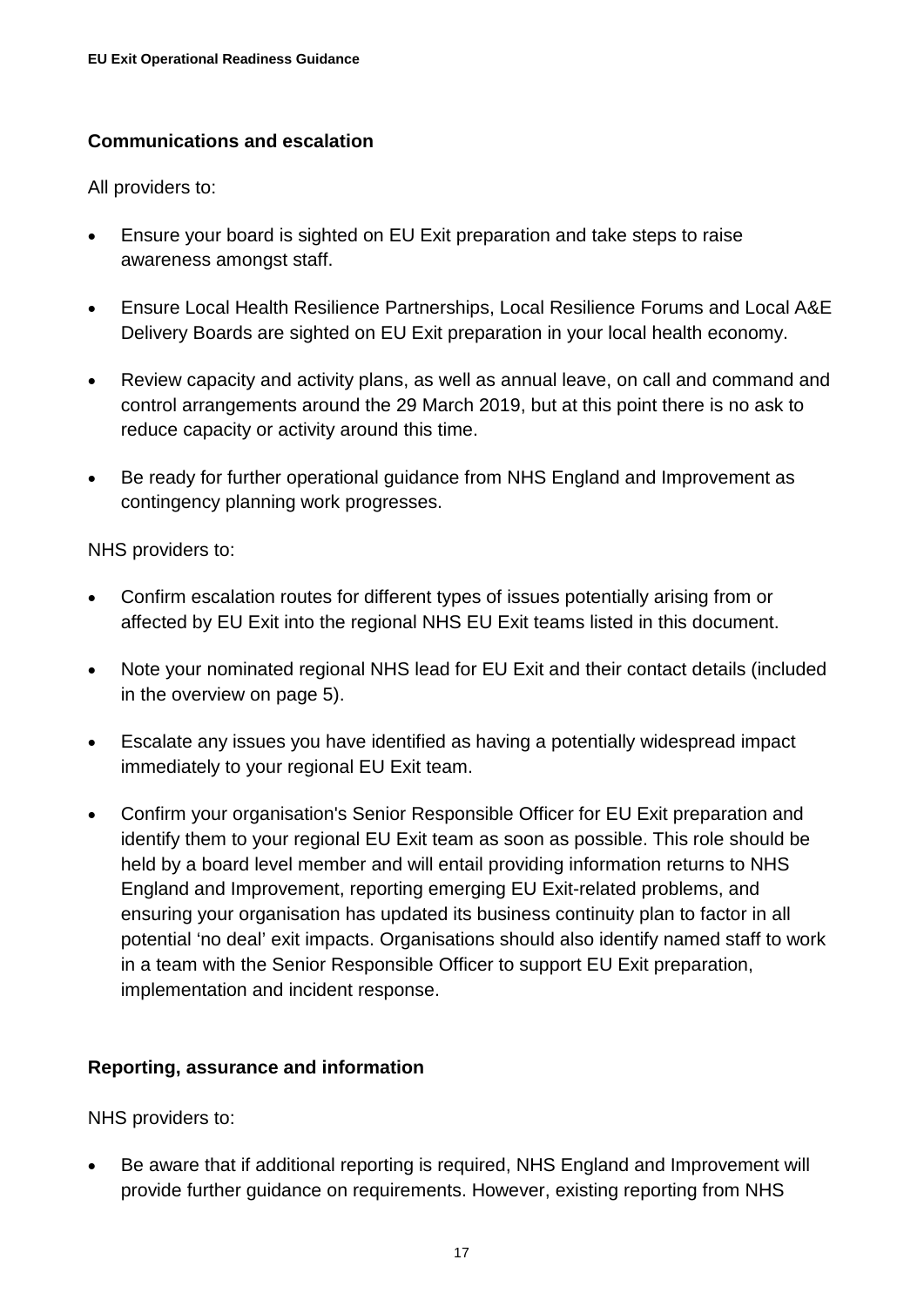### Communications and escalation

All providers to:

- Ensure your board is sighted on EU Exit preparation and take steps to raise awareness amongst staff.
- Ensure Local Health Resilience Partnerships, Local Resilience Forums and Local A&E Delivery Boards are sighted on EU Exit preparation in your local health economy.
- Review capacity and activity plans, as well as annual leave, on call and command and control arrangements around the 29 March 2019, but at this point there is no ask to reduce capacity or activity around this time.
- Be ready for further operational guidance from NHS England and Improvement as contingency planning work progresses.

NHS providers to:

- Confirm escalation routes for different types of issues potentially arising from or affected by EU Exit into the regional NHS EU Exit teams listed in this document.
- Note your nominated regional NHS lead for EU Exit and their contact details (included in the overview on page 5).
- Escalate any issues you have identified as having a potentially widespread impact immediately to your regional EU Exit team.
- Confirm your organisation's Senior Responsible Officer for EU Exit preparation and identify them to your regional EU Exit team as soon as possible. This role should be held by a board level member and will entail providing information returns to NHS England and Improvement, reporting emerging EU Exit-related problems, and ensuring your organisation has updated its business continuity plan to factor in all potential 'no deal' exit impacts. Organisations should also identify named staff to work in a team with the Senior Responsible Officer to support EU Exit preparation, implementation and incident response.

### Reporting, assurance and information

NHS providers to:

- Be aware that if additional reporting is required, NHS England and Improvement will provide further guidance on requirements. However, existing reporting from NHS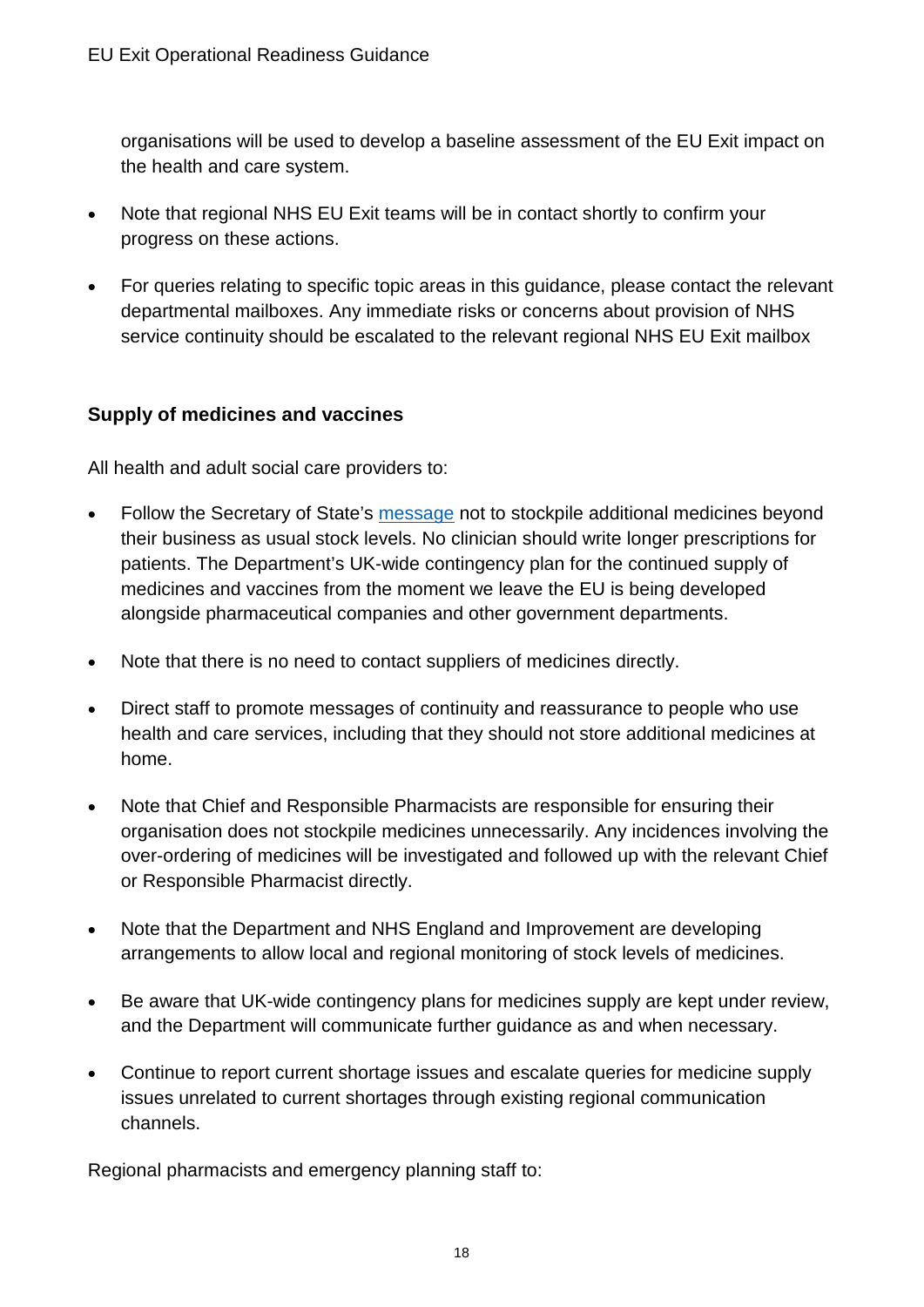organisations will be used to develop a baseline assessment of the EU Exit impact on the health and care system.

- Note that regional NHS EU Exit teams will be in contact shortly to confirm your progress on these actions.
- For queries relating to specific topic areas in this guidance, please contact the relevant departmental mailboxes. Any immediate risks or concerns about provision of NHS service continuity should be escalated to the relevant regional NHS EU Exit mailbox

### Supply of medicines and vaccines

All health and adult social care providers to:

- Follow the Secretary of State's [message](#) not to stockpile additional medicines beyond their business as usual stock levels. No clinician should write longer prescriptions for patients. The Department's UK-wide contingency plan for the continued supply of medicines and vaccines from the moment we leave the EU is being developed alongside pharmaceutical companies and other government departments.
- Note that there is no need to contact suppliers of medicines directly.
- Direct staff to promote messages of continuity and reassurance to people who use health and care services, including that they should not store additional medicines at home.
- Note that Chief and Responsible Pharmacists are responsible for ensuring their organisation does not stockpile medicines unnecessarily. Any incidences involving the over-ordering of medicines will be investigated and followed up with the relevant Chief or Responsible Pharmacist directly.
- Note that the Department and NHS England and Improvement are developing arrangements to allow local and regional monitoring of stock levels of medicines.
- Be aware that UK-wide contingency plans for medicines supply are kept under review, and the Department will communicate further guidance as and when necessary.
- Continue to report current shortage issues and escalate queries for medicine supply issues unrelated to current shortages through existing regional communication channels.

Regional pharmacists and emergency planning staff to: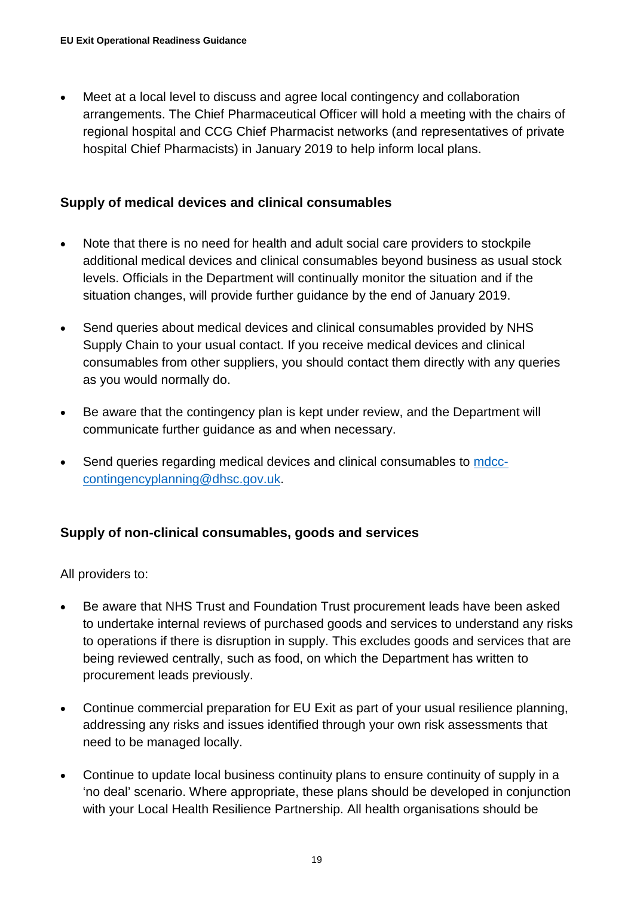- Meet at a local level to discuss and agree local contingency and collaboration arrangements. The Chief Pharmaceutical Officer will hold a meeting with the chairs of regional hospital and CCG Chief Pharmacist networks (and representatives of private hospital Chief Pharmacists) in January 2019 to help inform local plans.

### Supply of medical devices and clinical consumables

- Note that there is no need for health and adult social care providers to stockpile additional medical devices and clinical consumables beyond business as usual stock levels. Officials in the Department will continually monitor the situation and if the situation changes, will provide further guidance by the end of January 2019.
- Send queries about medical devices and clinical consumables provided by NHS Supply Chain to your usual contact. If you receive medical devices and clinical consumables from other suppliers, you should contact them directly with any queries as you would normally do.
- Be aware that the contingency plan is kept under review, and the Department will communicate further guidance as and when necessary.
- Send queries regarding medical devices and clinical consumables to [mdcc-contingencyplanning@dhsc.gov.uk](mailto:mdcc-contingencyplanning@dhsc.gov.uk).

### Supply of non-clinical consumables, goods and services

All providers to:

- Be aware that NHS Trust and Foundation Trust procurement leads have been asked to undertake internal reviews of purchased goods and services to understand any risks to operations if there is disruption in supply. This excludes goods and services that are being reviewed centrally, such as food, on which the Department has written to procurement leads previously.
- Continue commercial preparation for EU Exit as part of your usual resilience planning, addressing any risks and issues identified through your own risk assessments that need to be managed locally.
- Continue to update local business continuity plans to ensure continuity of supply in a 'no deal' scenario. Where appropriate, these plans should be developed in conjunction with your Local Health Resilience Partnership. All health organisations should be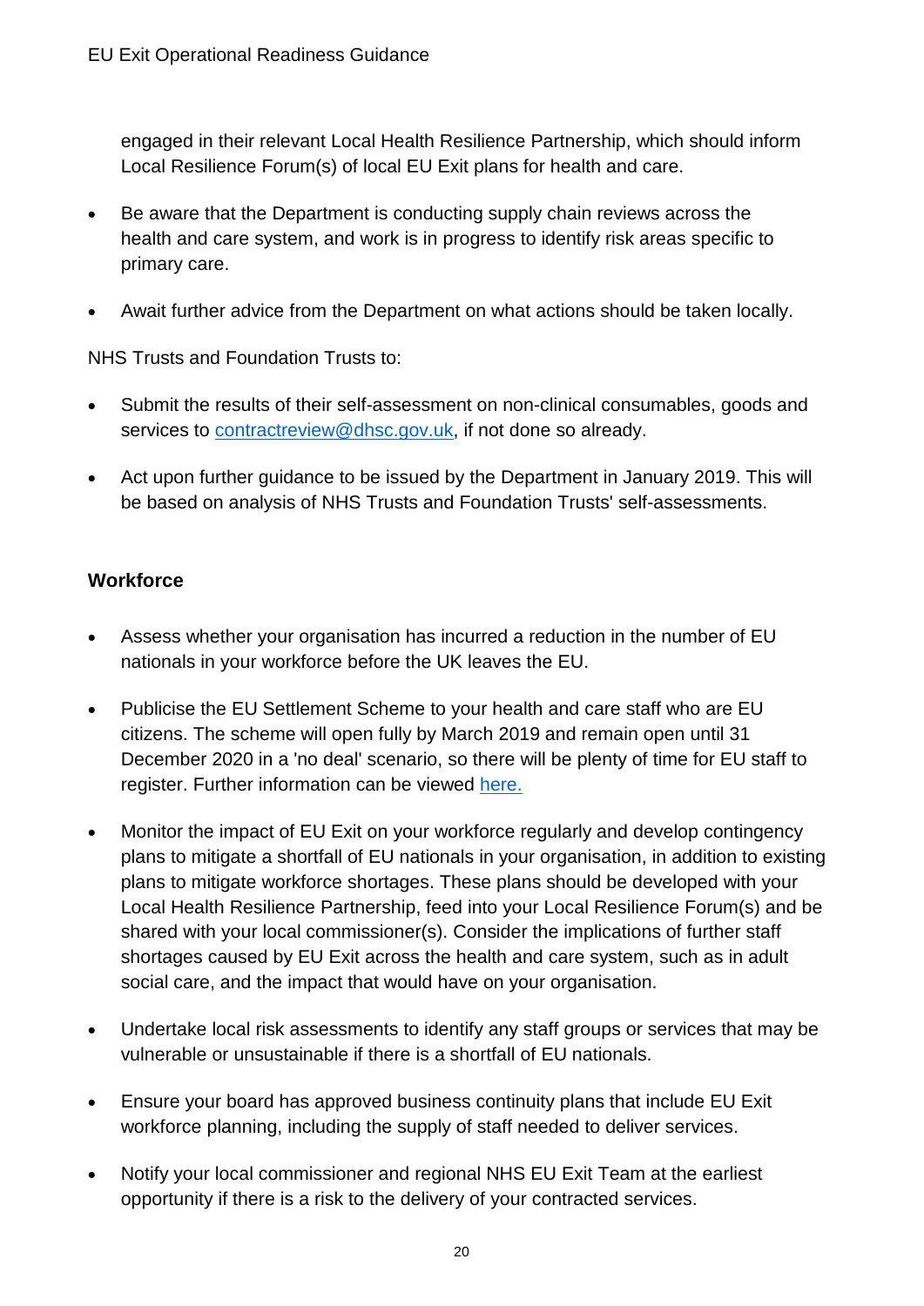engaged in their relevant Local Health Resilience Partnership, which should inform Local Resilience Forum(s) of local EU Exit plans for health and care.

- Be aware that the Department is conducting supply chain reviews across the health and care system, and work is in progress to identify risk areas specific to primary care.
- Await further advice from the Department on what actions should be taken locally.

NHS Trusts and Foundation Trusts to:

- Submit the results of their self-assessment on non-clinical consumables, goods and services to [contractreview@dhsc.gov.uk](mailto:contractreview@dhsc.gov.uk), if not done so already.
- Act upon further guidance to be issued by the Department in January 2019. This will be based on analysis of NHS Trusts and Foundation Trusts' self-assessments.

**Workforce**

- Assess whether your organisation has incurred a reduction in the number of EU nationals in your workforce before the UK leaves the EU.
- Publicise the EU Settlement Scheme to your health and care staff who are EU citizens. The scheme will open fully by March 2019 and remain open until 31 December 2020 in a 'no deal' scenario, so there will be plenty of time for EU staff to register. Further information can be viewed here.
- Monitor the impact of EU Exit on your workforce regularly and develop contingency plans to mitigate a shortfall of EU nationals in your organisation, in addition to existing plans to mitigate workforce shortages. These plans should be developed with your Local Health Resilience Partnership, feed into your Local Resilience Forum(s) and be shared with your local commissioner(s). Consider the implications of further staff shortages caused by EU Exit across the health and care system, such as in adult social care, and the impact that would have on your organisation.
- Undertake local risk assessments to identify any staff groups or services that may be vulnerable or unsustainable if there is a shortfall of EU nationals.
- Ensure your board has approved business continuity plans that include EU Exit workforce planning, including the supply of staff needed to deliver services.
- Notify your local commissioner and regional NHS EU Exit Team at the earliest opportunity if there is a risk to the delivery of your contracted services.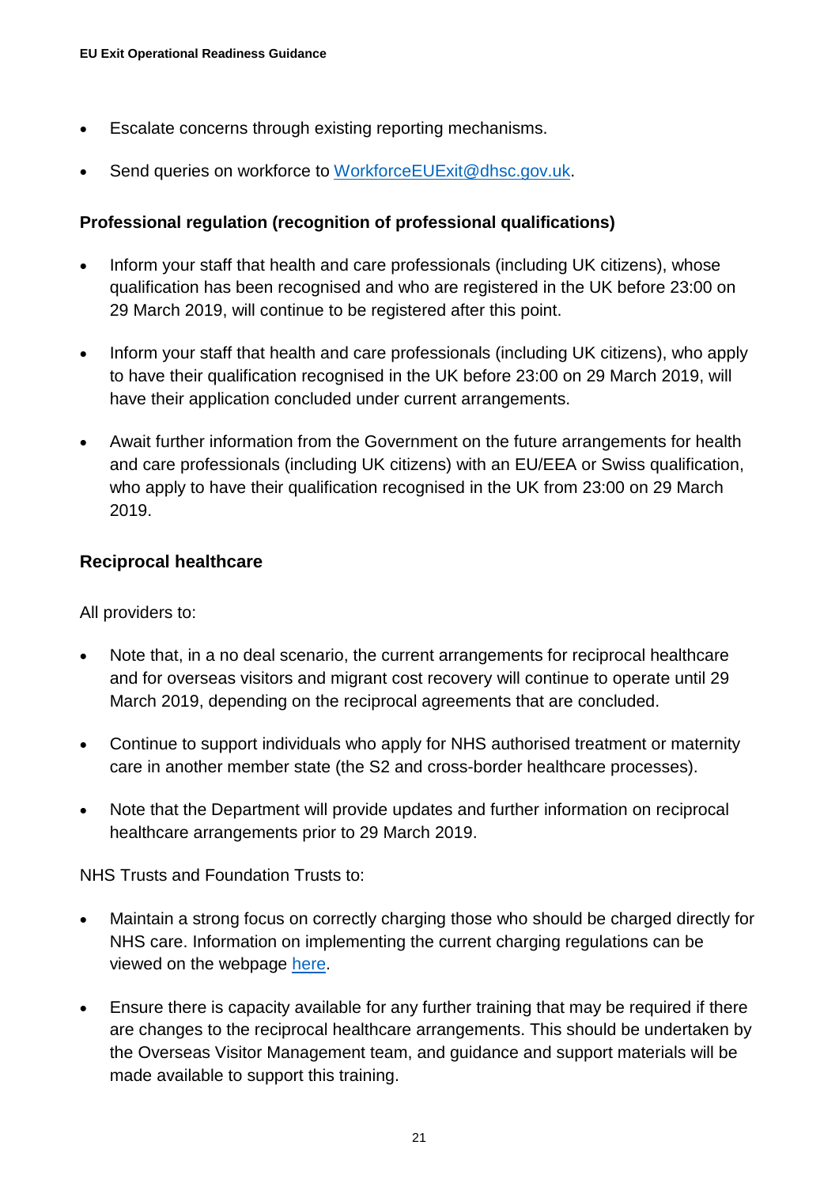- Escalate concerns through existing reporting mechanisms.
- Send queries on workforce to [WorkforceEUExit@dhsc.gov.uk](mailto:WorkforceEUExit@dhsc.gov.uk).

**Professional regulation (recognition of professional qualifications)**

- Inform your staff that health and care professionals (including UK citizens), whose qualification has been recognised and who are registered in the UK before 23:00 on 29 March 2019, will continue to be registered after this point.
- Inform your staff that health and care professionals (including UK citizens), who apply to have their qualification recognised in the UK before 23:00 on 29 March 2019, will have their application concluded under current arrangements.
- Await further information from the Government on the future arrangements for health and care professionals (including UK citizens) with an EU/EEA or Swiss qualification, who apply to have their qualification recognised in the UK from 23:00 on 29 March 2019.

**Reciprocal healthcare**

All providers to:

- Note that, in a no deal scenario, the current arrangements for reciprocal healthcare and for overseas visitors and migrant cost recovery will continue to operate until 29 March 2019, depending on the reciprocal agreements that are concluded.
- Continue to support individuals who apply for NHS authorised treatment or maternity care in another member state (the S2 and cross-border healthcare processes).
- Note that the Department will provide updates and further information on reciprocal healthcare arrangements prior to 29 March 2019.

NHS Trusts and Foundation Trusts to:

- Maintain a strong focus on correctly charging those who should be charged directly for NHS care. Information on implementing the current charging regulations can be viewed on the webpage here.
- Ensure there is capacity available for any further training that may be required if there are changes to the reciprocal healthcare arrangements. This should be undertaken by the Overseas Visitor Management team, and guidance and support materials will be made available to support this training.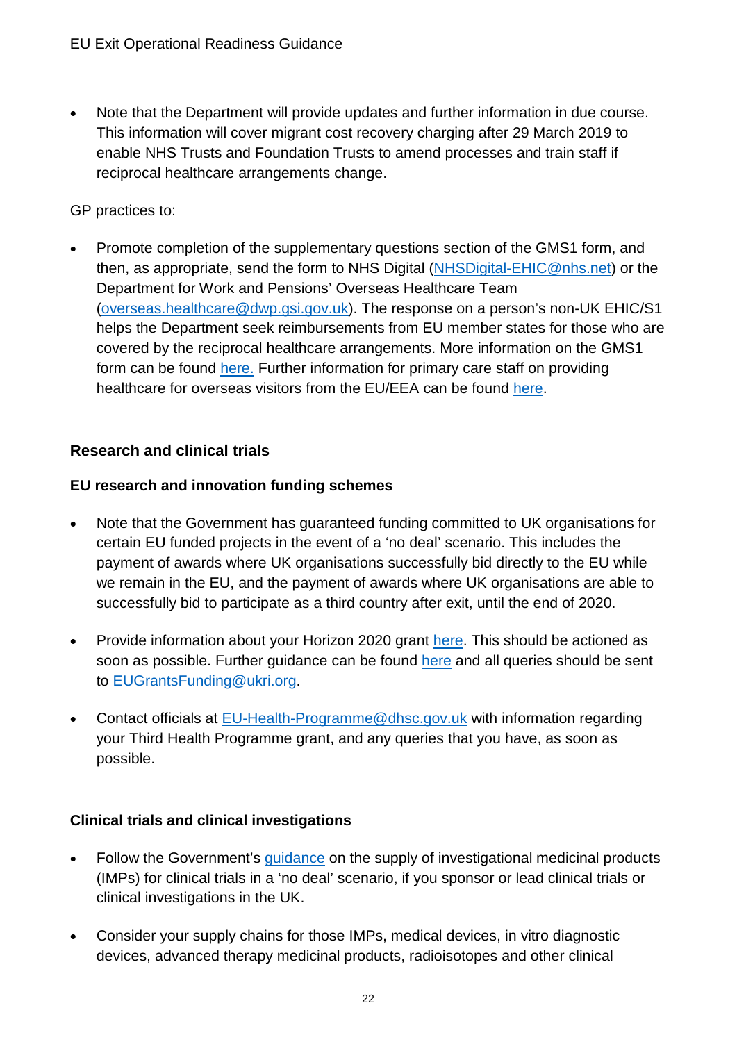- Note that the Department will provide updates and further information in due course. This information will cover migrant cost recovery charging after 29 March 2019 to enable NHS Trusts and Foundation Trusts to amend processes and train staff if reciprocal healthcare arrangements change.

GP practices to:

- Promote completion of the supplementary questions section of the GMS1 form, and then, as appropriate, send the form to NHS Digital (NHSDigital-EHIC@nhs.net) or the Department for Work and Pensions' Overseas Healthcare Team (overseas.healthcare@dwp.gsi.gov.uk). The response on a person's non-UK EHIC/S1 helps the Department seek reimbursements from EU member states for those who are covered by the reciprocal healthcare arrangements. More information on the GMS1 form can be found here. Further information for primary care staff on providing healthcare for overseas visitors from the EU/EEA can be found here.

### Research and clinical trials

#### EU research and innovation funding schemes

- Note that the Government has guaranteed funding committed to UK organisations for certain EU funded projects in the event of a 'no deal' scenario. This includes the payment of awards where UK organisations successfully bid directly to the EU while we remain in the EU, and the payment of awards where UK organisations are able to successfully bid to participate as a third country after exit, until the end of 2020.

- Provide information about your Horizon 2020 grant here. This should be actioned as soon as possible. Further guidance can be found here and all queries should be sent to EUGrantsFunding@ukri.org.

- Contact officials at EU-Health-Programme@dhsc.gov.uk with information regarding your Third Health Programme grant, and any queries that you have, as soon as possible.

#### Clinical trials and clinical investigations

- Follow the Government's guidance on the supply of investigational medicinal products (IMPs) for clinical trials in a 'no deal' scenario, if you sponsor or lead clinical trials or clinical investigations in the UK.

- Consider your supply chains for those IMPs, medical devices, in vitro diagnostic devices, advanced therapy medicinal products, radioisotopes and other clinical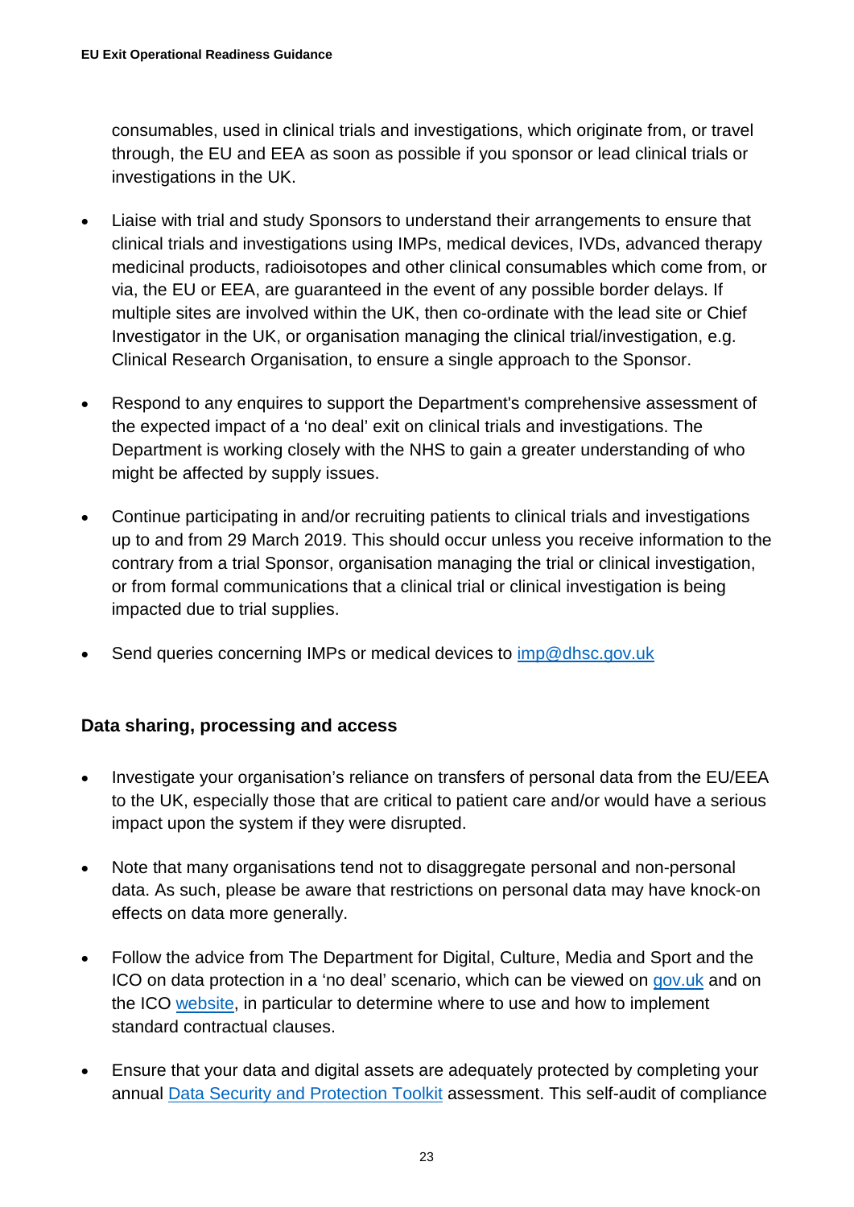consumables, used in clinical trials and investigations, which originate from, or travel through, the EU and EEA as soon as possible if you sponsor or lead clinical trials or investigations in the UK.

- Liaise with trial and study Sponsors to understand their arrangements to ensure that clinical trials and investigations using IMPs, medical devices, IVDs, advanced therapy medicinal products, radioisotopes and other clinical consumables which come from, or via, the EU or EEA, are guaranteed in the event of any possible border delays. If multiple sites are involved within the UK, then co-ordinate with the lead site or Chief Investigator in the UK, or organisation managing the clinical trial/investigation, e.g. Clinical Research Organisation, to ensure a single approach to the Sponsor.

- Respond to any enquires to support the Department's comprehensive assessment of the expected impact of a 'no deal' exit on clinical trials and investigations. The Department is working closely with the NHS to gain a greater understanding of who might be affected by supply issues.

- Continue participating in and/or recruiting patients to clinical trials and investigations up to and from 29 March 2019. This should occur unless you receive information to the contrary from a trial Sponsor, organisation managing the trial or clinical investigation, or from formal communications that a clinical trial or clinical investigation is being impacted due to trial supplies.

- Send queries concerning IMPs or medical devices to [imp@dhsc.gov.uk](mailto:imp@dhsc.gov.uk)

### Data sharing, processing and access

- Investigate your organisation's reliance on transfers of personal data from the EU/EEA to the UK, especially those that are critical to patient care and/or would have a serious impact upon the system if they were disrupted.

- Note that many organisations tend not to disaggregate personal and non-personal data. As such, please be aware that restrictions on personal data may have knock-on effects on data more generally.

- Follow the advice from The Department for Digital, Culture, Media and Sport and the ICO on data protection in a 'no deal' scenario, which can be viewed on gov.uk and on the ICO website, in particular to determine where to use and how to implement standard contractual clauses.

- Ensure that your data and digital assets are adequately protected by completing your annual Data Security and Protection Toolkit assessment. This self-audit of compliance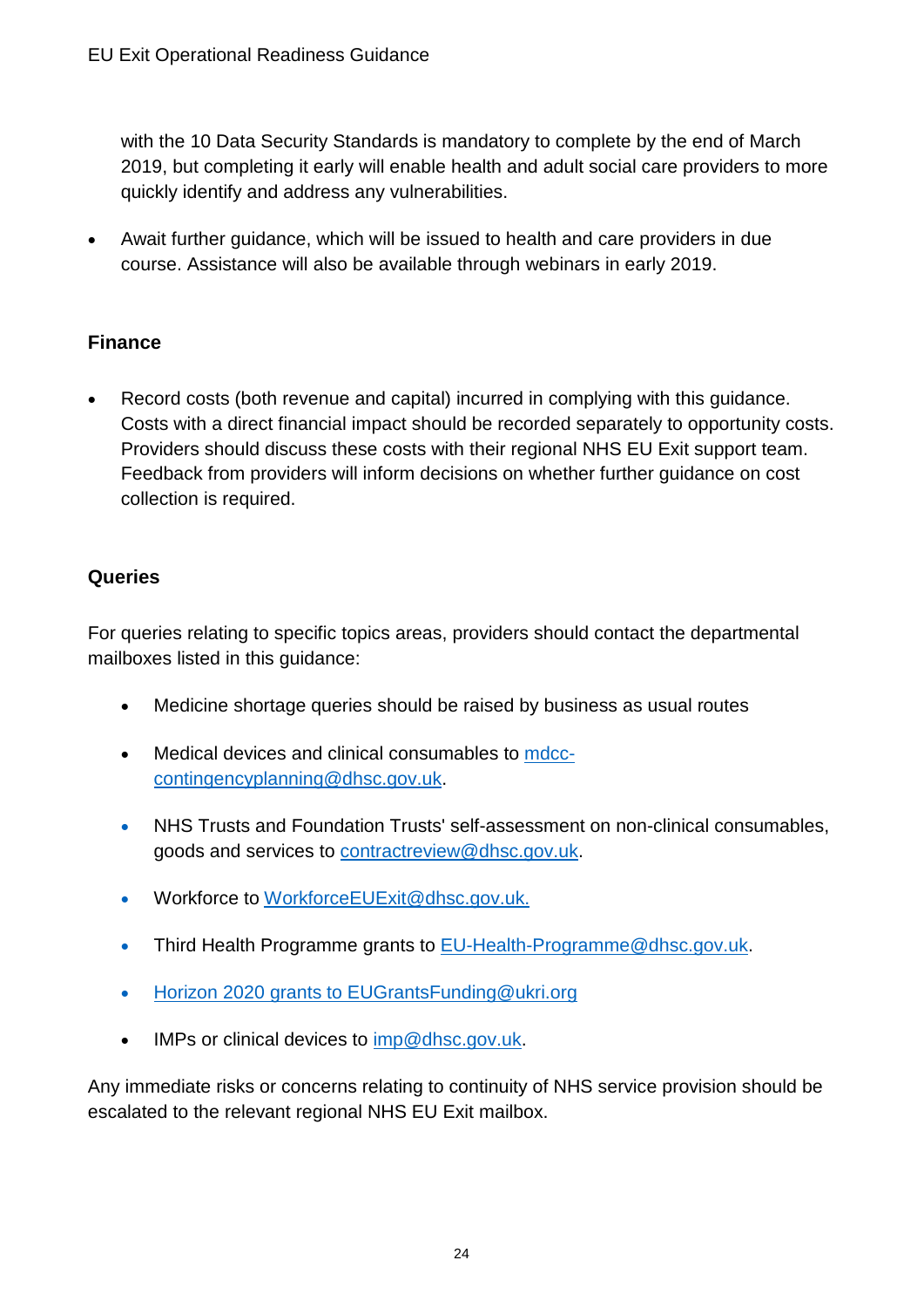with the 10 Data Security Standards is mandatory to complete by the end of March 2019, but completing it early will enable health and adult social care providers to more quickly identify and address any vulnerabilities.

- Await further guidance, which will be issued to health and care providers in due course. Assistance will also be available through webinars in early 2019.

### Finance

- Record costs (both revenue and capital) incurred in complying with this guidance. Costs with a direct financial impact should be recorded separately to opportunity costs. Providers should discuss these costs with their regional NHS EU Exit support team. Feedback from providers will inform decisions on whether further guidance on cost collection is required.

### Queries

For queries relating to specific topics areas, providers should contact the departmental mailboxes listed in this guidance:

- Medicine shortage queries should be raised by business as usual routes
- Medical devices and clinical consumables to mdcc-contingencyplanning@dhsc.gov.uk.
- NHS Trusts and Foundation Trusts' self-assessment on non-clinical consumables, goods and services to contractreview@dhsc.gov.uk.
- Workforce to WorkforceEUExit@dhsc.gov.uk.
- Third Health Programme grants to EU-Health-Programme@dhsc.gov.uk.
- Horizon 2020 grants to EUGrantsFunding@ukri.org
- IMPs or clinical devices to imp@dhsc.gov.uk.

Any immediate risks or concerns relating to continuity of NHS service provision should be escalated to the relevant regional NHS EU Exit mailbox.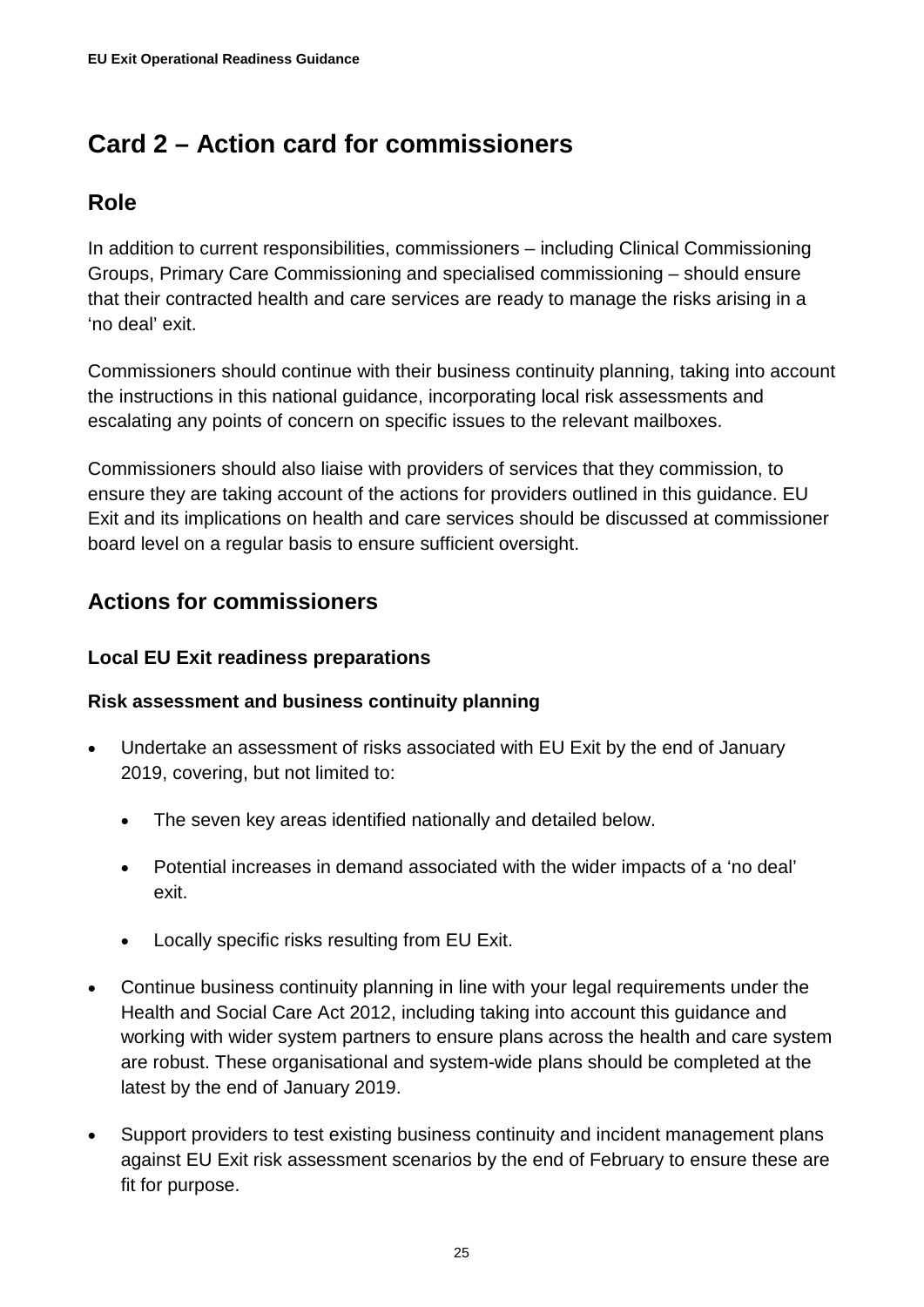# Card 2 – Action card for commissioners

## Role

In addition to current responsibilities, commissioners – including Clinical Commissioning Groups, Primary Care Commissioning and specialised commissioning – should ensure that their contracted health and care services are ready to manage the risks arising in a 'no deal' exit.

Commissioners should continue with their business continuity planning, taking into account the instructions in this national guidance, incorporating local risk assessments and escalating any points of concern on specific issues to the relevant mailboxes.

Commissioners should also liaise with providers of services that they commission, to ensure they are taking account of the actions for providers outlined in this guidance. EU Exit and its implications on health and care services should be discussed at commissioner board level on a regular basis to ensure sufficient oversight.

## Actions for commissioners

### Local EU Exit readiness preparations

#### Risk assessment and business continuity planning

- Undertake an assessment of risks associated with EU Exit by the end of January 2019, covering, but not limited to:
  - The seven key areas identified nationally and detailed below.
  - Potential increases in demand associated with the wider impacts of a 'no deal' exit.
  - Locally specific risks resulting from EU Exit.
- Continue business continuity planning in line with your legal requirements under the Health and Social Care Act 2012, including taking into account this guidance and working with wider system partners to ensure plans across the health and care system are robust. These organisational and system-wide plans should be completed at the latest by the end of January 2019.
- Support providers to test existing business continuity and incident management plans against EU Exit risk assessment scenarios by the end of February to ensure these are fit for purpose.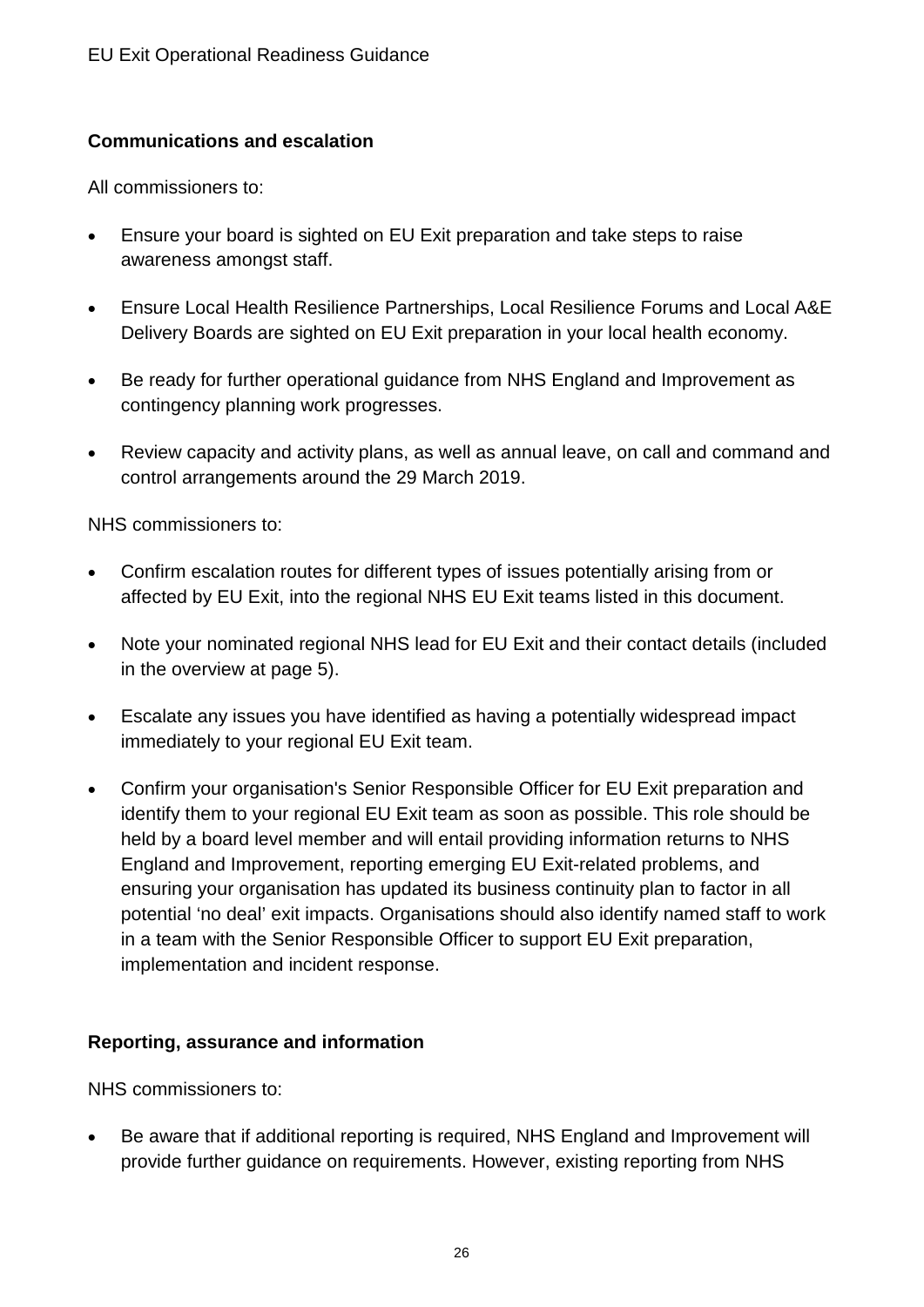**Communications and escalation**

All commissioners to:

- Ensure your board is sighted on EU Exit preparation and take steps to raise awareness amongst staff.
- Ensure Local Health Resilience Partnerships, Local Resilience Forums and Local A&E Delivery Boards are sighted on EU Exit preparation in your local health economy.
- Be ready for further operational guidance from NHS England and Improvement as contingency planning work progresses.
- Review capacity and activity plans, as well as annual leave, on call and command and control arrangements around the 29 March 2019.

NHS commissioners to:

- Confirm escalation routes for different types of issues potentially arising from or affected by EU Exit, into the regional NHS EU Exit teams listed in this document.
- Note your nominated regional NHS lead for EU Exit and their contact details (included in the overview at page 5).
- Escalate any issues you have identified as having a potentially widespread impact immediately to your regional EU Exit team.
- Confirm your organisation's Senior Responsible Officer for EU Exit preparation and identify them to your regional EU Exit team as soon as possible. This role should be held by a board level member and will entail providing information returns to NHS England and Improvement, reporting emerging EU Exit-related problems, and ensuring your organisation has updated its business continuity plan to factor in all potential 'no deal' exit impacts. Organisations should also identify named staff to work in a team with the Senior Responsible Officer to support EU Exit preparation, implementation and incident response.

**Reporting, assurance and information**

NHS commissioners to:

- Be aware that if additional reporting is required, NHS England and Improvement will provide further guidance on requirements. However, existing reporting from NHS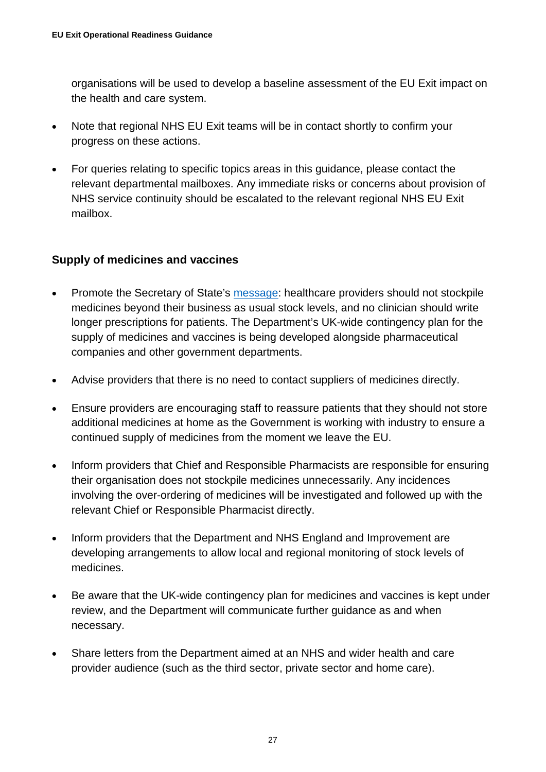organisations will be used to develop a baseline assessment of the EU Exit impact on the health and care system.

- Note that regional NHS EU Exit teams will be in contact shortly to confirm your progress on these actions.
- For queries relating to specific topics areas in this guidance, please contact the relevant departmental mailboxes. Any immediate risks or concerns about provision of NHS service continuity should be escalated to the relevant regional NHS EU Exit mailbox.

## Supply of medicines and vaccines

- Promote the Secretary of State's message: healthcare providers should not stockpile medicines beyond their business as usual stock levels, and no clinician should write longer prescriptions for patients. The Department's UK-wide contingency plan for the supply of medicines and vaccines is being developed alongside pharmaceutical companies and other government departments.
- Advise providers that there is no need to contact suppliers of medicines directly.
- Ensure providers are encouraging staff to reassure patients that they should not store additional medicines at home as the Government is working with industry to ensure a continued supply of medicines from the moment we leave the EU.
- Inform providers that Chief and Responsible Pharmacists are responsible for ensuring their organisation does not stockpile medicines unnecessarily. Any incidences involving the over-ordering of medicines will be investigated and followed up with the relevant Chief or Responsible Pharmacist directly.
- Inform providers that the Department and NHS England and Improvement are developing arrangements to allow local and regional monitoring of stock levels of medicines.
- Be aware that the UK-wide contingency plan for medicines and vaccines is kept under review, and the Department will communicate further guidance as and when necessary.
- Share letters from the Department aimed at an NHS and wider health and care provider audience (such as the third sector, private sector and home care).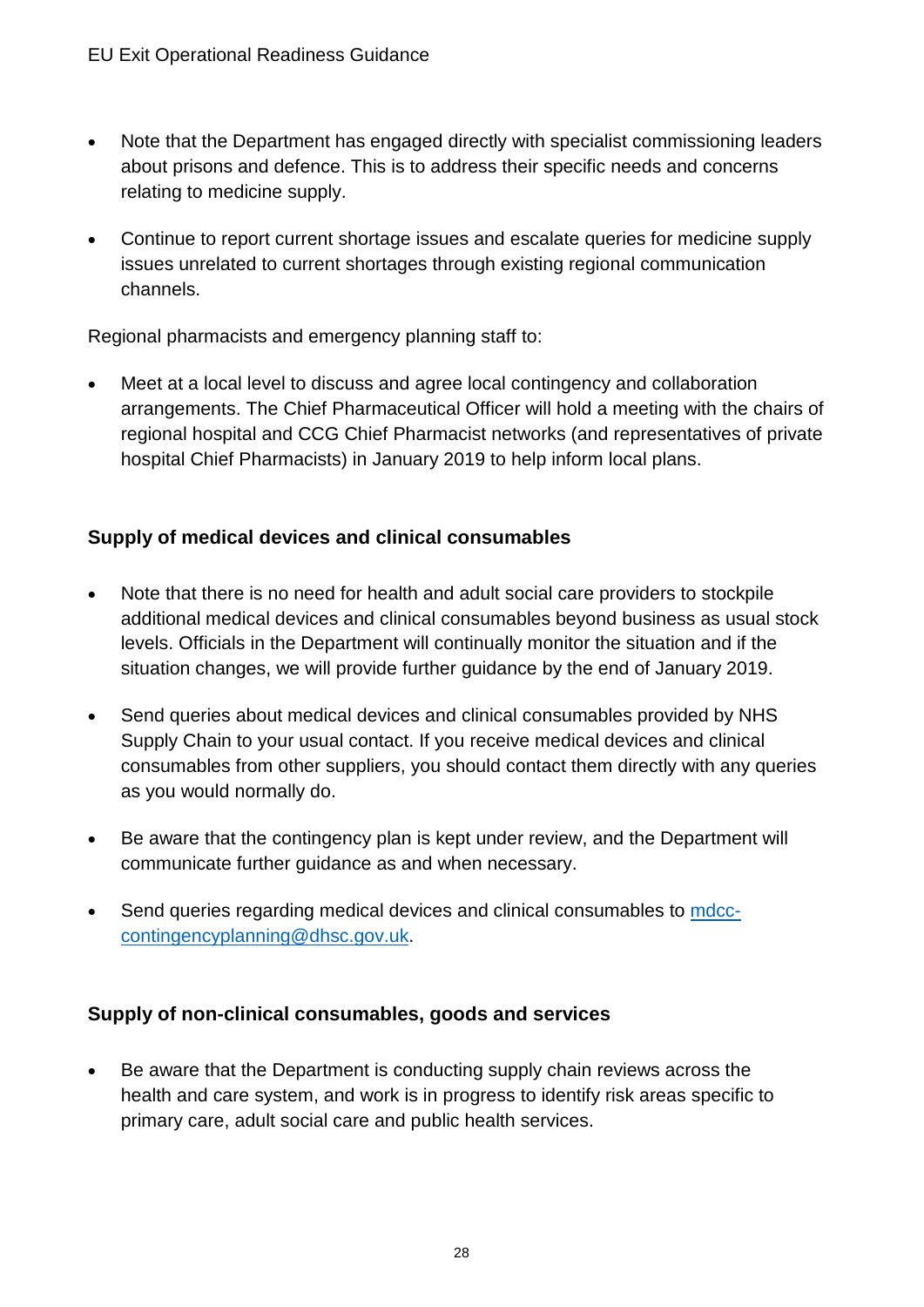- Note that the Department has engaged directly with specialist commissioning leaders about prisons and defence. This is to address their specific needs and concerns relating to medicine supply.
- Continue to report current shortage issues and escalate queries for medicine supply issues unrelated to current shortages through existing regional communication channels.

Regional pharmacists and emergency planning staff to:

- Meet at a local level to discuss and agree local contingency and collaboration arrangements. The Chief Pharmaceutical Officer will hold a meeting with the chairs of regional hospital and CCG Chief Pharmacist networks (and representatives of private hospital Chief Pharmacists) in January 2019 to help inform local plans.

### Supply of medical devices and clinical consumables

- Note that there is no need for health and adult social care providers to stockpile additional medical devices and clinical consumables beyond business as usual stock levels. Officials in the Department will continually monitor the situation and if the situation changes, we will provide further guidance by the end of January 2019.
- Send queries about medical devices and clinical consumables provided by NHS Supply Chain to your usual contact. If you receive medical devices and clinical consumables from other suppliers, you should contact them directly with any queries as you would normally do.
- Be aware that the contingency plan is kept under review, and the Department will communicate further guidance as and when necessary.
- Send queries regarding medical devices and clinical consumables to [mdcc-contingencyplanning@dhsc.gov.uk](mailto:mdcc-contingencyplanning@dhsc.gov.uk).

### Supply of non-clinical consumables, goods and services

- Be aware that the Department is conducting supply chain reviews across the health and care system, and work is in progress to identify risk areas specific to primary care, adult social care and public health services.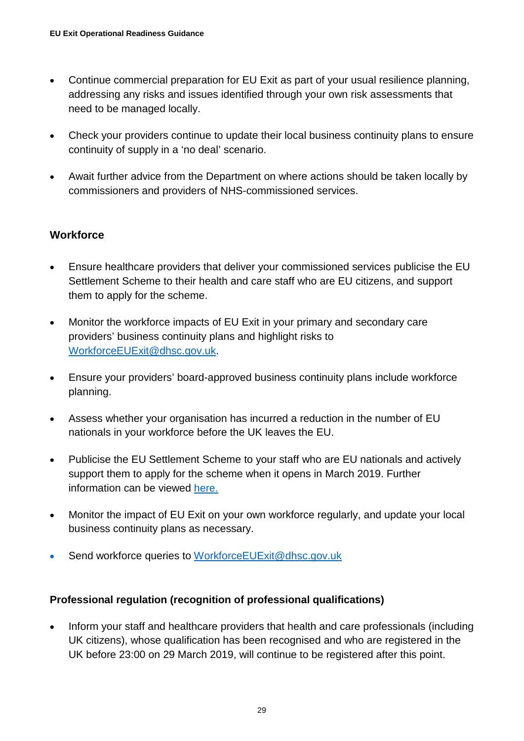- Continue commercial preparation for EU Exit as part of your usual resilience planning, addressing any risks and issues identified through your own risk assessments that need to be managed locally.
- Check your providers continue to update their local business continuity plans to ensure continuity of supply in a 'no deal' scenario.
- Await further advice from the Department on where actions should be taken locally by commissioners and providers of NHS-commissioned services.

### Workforce

- Ensure healthcare providers that deliver your commissioned services publicise the EU Settlement Scheme to their health and care staff who are EU citizens, and support them to apply for the scheme.
- Monitor the workforce impacts of EU Exit in your primary and secondary care providers' business continuity plans and highlight risks to WorkforceEUExit@dhsc.gov.uk.
- Ensure your providers' board-approved business continuity plans include workforce planning.
- Assess whether your organisation has incurred a reduction in the number of EU nationals in your workforce before the UK leaves the EU.
- Publicise the EU Settlement Scheme to your staff who are EU nationals and actively support them to apply for the scheme when it opens in March 2019. Further information can be viewed here.
- Monitor the impact of EU Exit on your own workforce regularly, and update your local business continuity plans as necessary.
- Send workforce queries to WorkforceEUExit@dhsc.gov.uk

### Professional regulation (recognition of professional qualifications)

- Inform your staff and healthcare providers that health and care professionals (including UK citizens), whose qualification has been recognised and who are registered in the UK before 23:00 on 29 March 2019, will continue to be registered after this point.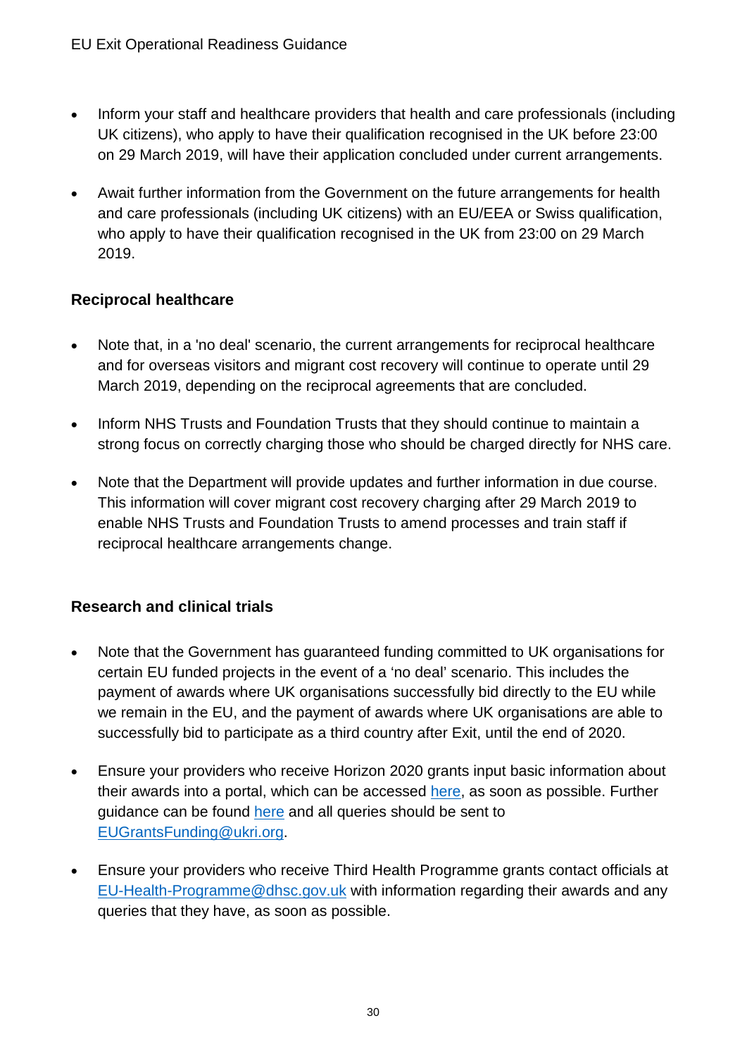- Inform your staff and healthcare providers that health and care professionals (including UK citizens), who apply to have their qualification recognised in the UK before 23:00 on 29 March 2019, will have their application concluded under current arrangements.
- Await further information from the Government on the future arrangements for health and care professionals (including UK citizens) with an EU/EEA or Swiss qualification, who apply to have their qualification recognised in the UK from 23:00 on 29 March 2019.

### Reciprocal healthcare

- Note that, in a 'no deal' scenario, the current arrangements for reciprocal healthcare and for overseas visitors and migrant cost recovery will continue to operate until 29 March 2019, depending on the reciprocal agreements that are concluded.
- Inform NHS Trusts and Foundation Trusts that they should continue to maintain a strong focus on correctly charging those who should be charged directly for NHS care.
- Note that the Department will provide updates and further information in due course. This information will cover migrant cost recovery charging after 29 March 2019 to enable NHS Trusts and Foundation Trusts to amend processes and train staff if reciprocal healthcare arrangements change.

### Research and clinical trials

- Note that the Government has guaranteed funding committed to UK organisations for certain EU funded projects in the event of a 'no deal' scenario. This includes the payment of awards where UK organisations successfully bid directly to the EU while we remain in the EU, and the payment of awards where UK organisations are able to successfully bid to participate as a third country after Exit, until the end of 2020.
- Ensure your providers who receive Horizon 2020 grants input basic information about their awards into a portal, which can be accessed here, as soon as possible. Further guidance can be found here and all queries should be sent to EUGrantsFunding@ukri.org.
- Ensure your providers who receive Third Health Programme grants contact officials at EU-Health-Programme@dhsc.gov.uk with information regarding their awards and any queries that they have, as soon as possible.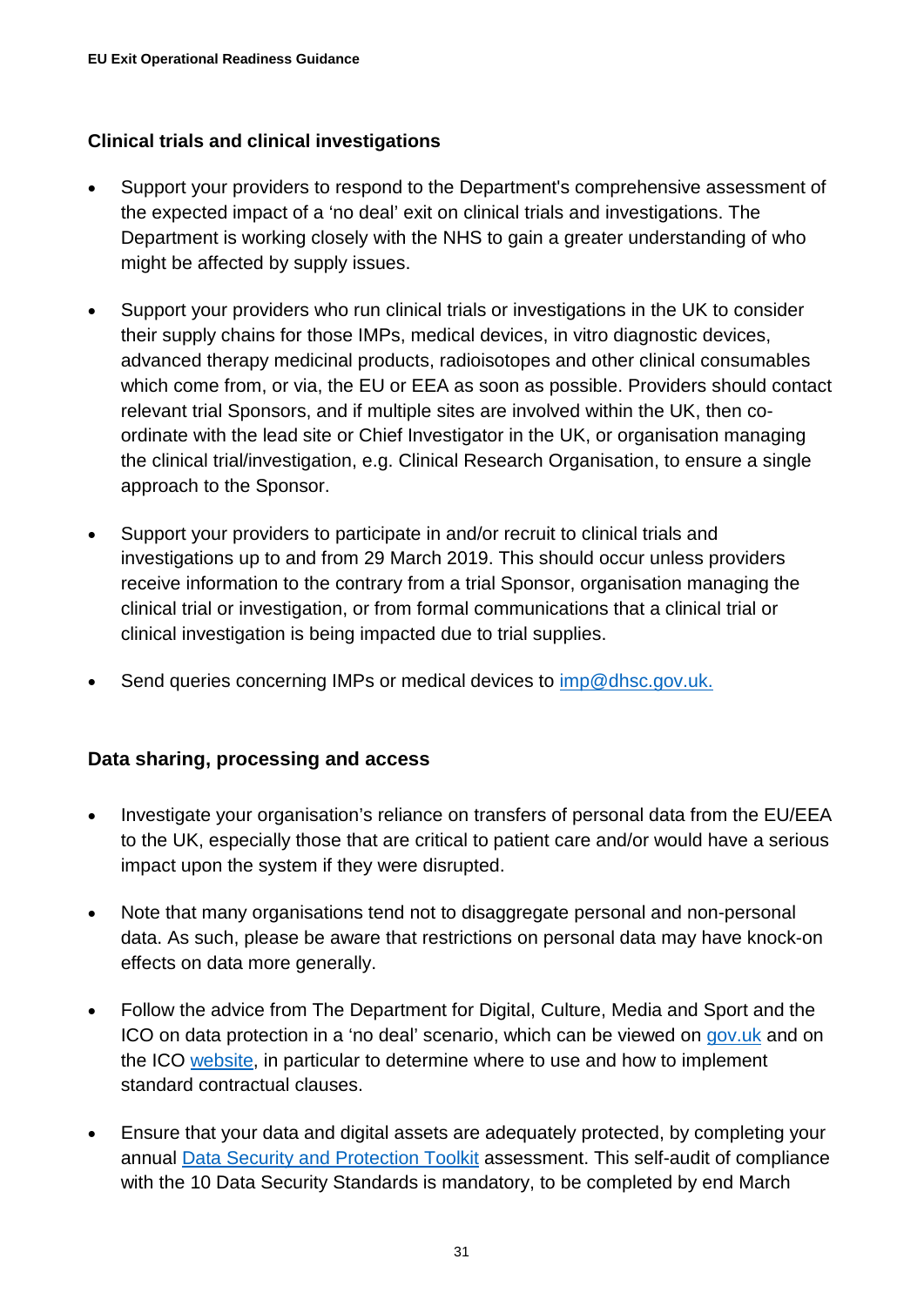### Clinical trials and clinical investigations

- Support your providers to respond to the Department's comprehensive assessment of the expected impact of a 'no deal' exit on clinical trials and investigations. The Department is working closely with the NHS to gain a greater understanding of who might be affected by supply issues.
- Support your providers who run clinical trials or investigations in the UK to consider their supply chains for those IMPs, medical devices, in vitro diagnostic devices, advanced therapy medicinal products, radioisotopes and other clinical consumables which come from, or via, the EU or EEA as soon as possible. Providers should contact relevant trial Sponsors, and if multiple sites are involved within the UK, then co-ordinate with the lead site or Chief Investigator in the UK, or organisation managing the clinical trial/investigation, e.g. Clinical Research Organisation, to ensure a single approach to the Sponsor.
- Support your providers to participate in and/or recruit to clinical trials and investigations up to and from 29 March 2019. This should occur unless providers receive information to the contrary from a trial Sponsor, organisation managing the clinical trial or investigation, or from formal communications that a clinical trial or clinical investigation is being impacted due to trial supplies.
- Send queries concerning IMPs or medical devices to imp@dhsc.gov.uk.

### Data sharing, processing and access

- Investigate your organisation's reliance on transfers of personal data from the EU/EEA to the UK, especially those that are critical to patient care and/or would have a serious impact upon the system if they were disrupted.
- Note that many organisations tend not to disaggregate personal and non-personal data. As such, please be aware that restrictions on personal data may have knock-on effects on data more generally.
- Follow the advice from The Department for Digital, Culture, Media and Sport and the ICO on data protection in a 'no deal' scenario, which can be viewed on gov.uk and on the ICO website, in particular to determine where to use and how to implement standard contractual clauses.
- Ensure that your data and digital assets are adequately protected, by completing your annual Data Security and Protection Toolkit assessment. This self-audit of compliance with the 10 Data Security Standards is mandatory, to be completed by end March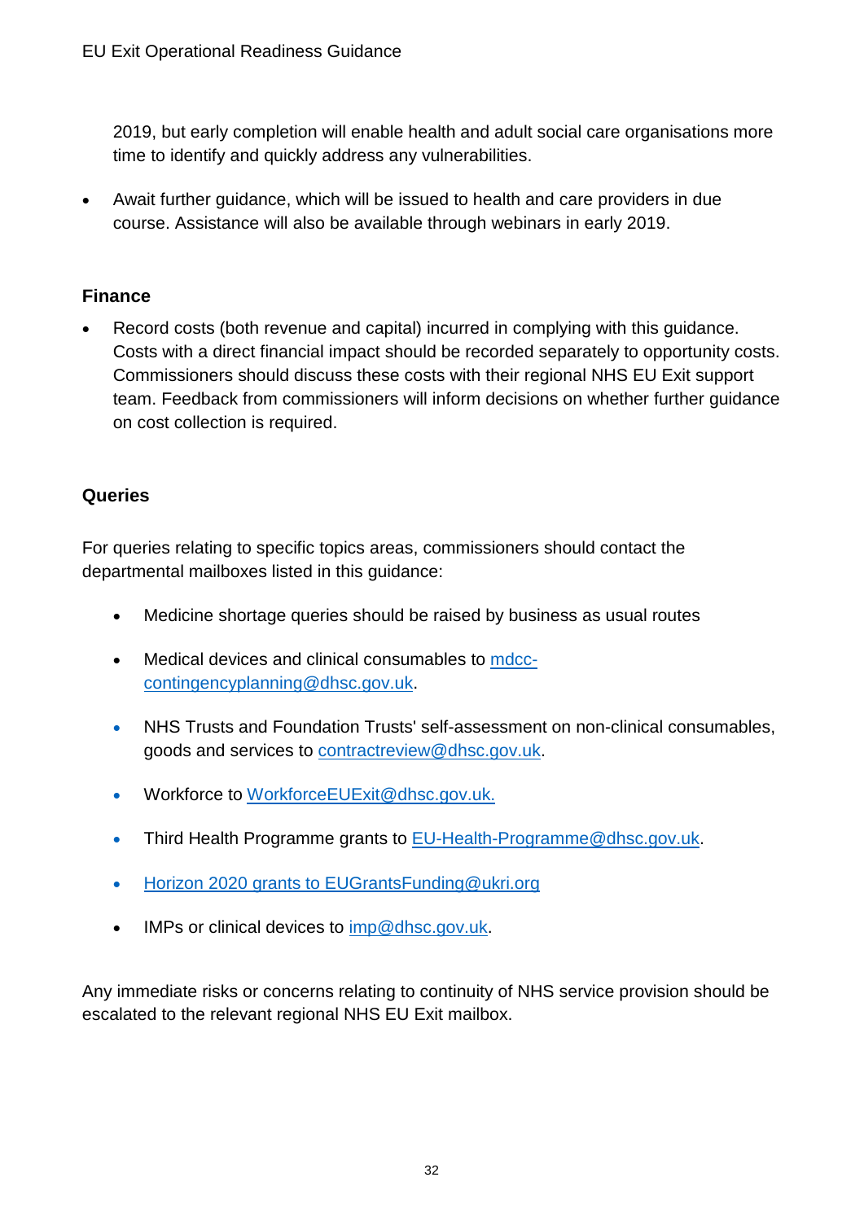2019, but early completion will enable health and adult social care organisations more time to identify and quickly address any vulnerabilities.

- Await further guidance, which will be issued to health and care providers in due course. Assistance will also be available through webinars in early 2019.

**Finance**

- Record costs (both revenue and capital) incurred in complying with this guidance. Costs with a direct financial impact should be recorded separately to opportunity costs. Commissioners should discuss these costs with their regional NHS EU Exit support team. Feedback from commissioners will inform decisions on whether further guidance on cost collection is required.

## Queries

For queries relating to specific topics areas, commissioners should contact the departmental mailboxes listed in this guidance:

- Medicine shortage queries should be raised by business as usual routes
- Medical devices and clinical consumables to mdcc-contingencyplanning@dhsc.gov.uk.
- NHS Trusts and Foundation Trusts' self-assessment on non-clinical consumables, goods and services to contractreview@dhsc.gov.uk.
- Workforce to WorkforceEUExit@dhsc.gov.uk.
- Third Health Programme grants to EU-Health-Programme@dhsc.gov.uk.
- Horizon 2020 grants to EUGrantsFunding@ukri.org
- IMPs or clinical devices to imp@dhsc.gov.uk.

Any immediate risks or concerns relating to continuity of NHS service provision should be escalated to the relevant regional NHS EU Exit mailbox.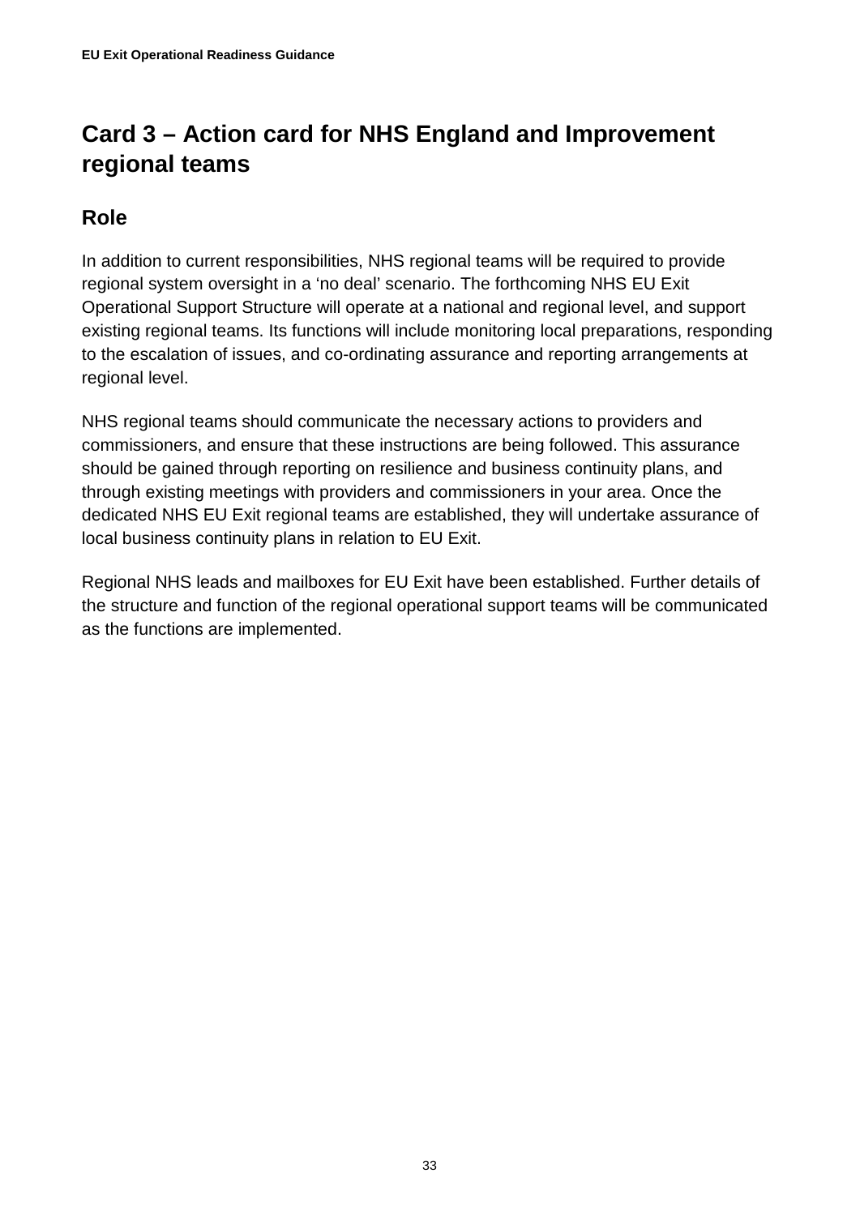## Card 3 – Action card for NHS England and Improvement regional teams

### Role

In addition to current responsibilities, NHS regional teams will be required to provide regional system oversight in a ‘no deal’ scenario. The forthcoming NHS EU Exit Operational Support Structure will operate at a national and regional level, and support existing regional teams. Its functions will include monitoring local preparations, responding to the escalation of issues, and co-ordinating assurance and reporting arrangements at regional level.

NHS regional teams should communicate the necessary actions to providers and commissioners, and ensure that these instructions are being followed. This assurance should be gained through reporting on resilience and business continuity plans, and through existing meetings with providers and commissioners in your area. Once the dedicated NHS EU Exit regional teams are established, they will undertake assurance of local business continuity plans in relation to EU Exit.

Regional NHS leads and mailboxes for EU Exit have been established. Further details of the structure and function of the regional operational support teams will be communicated as the functions are implemented.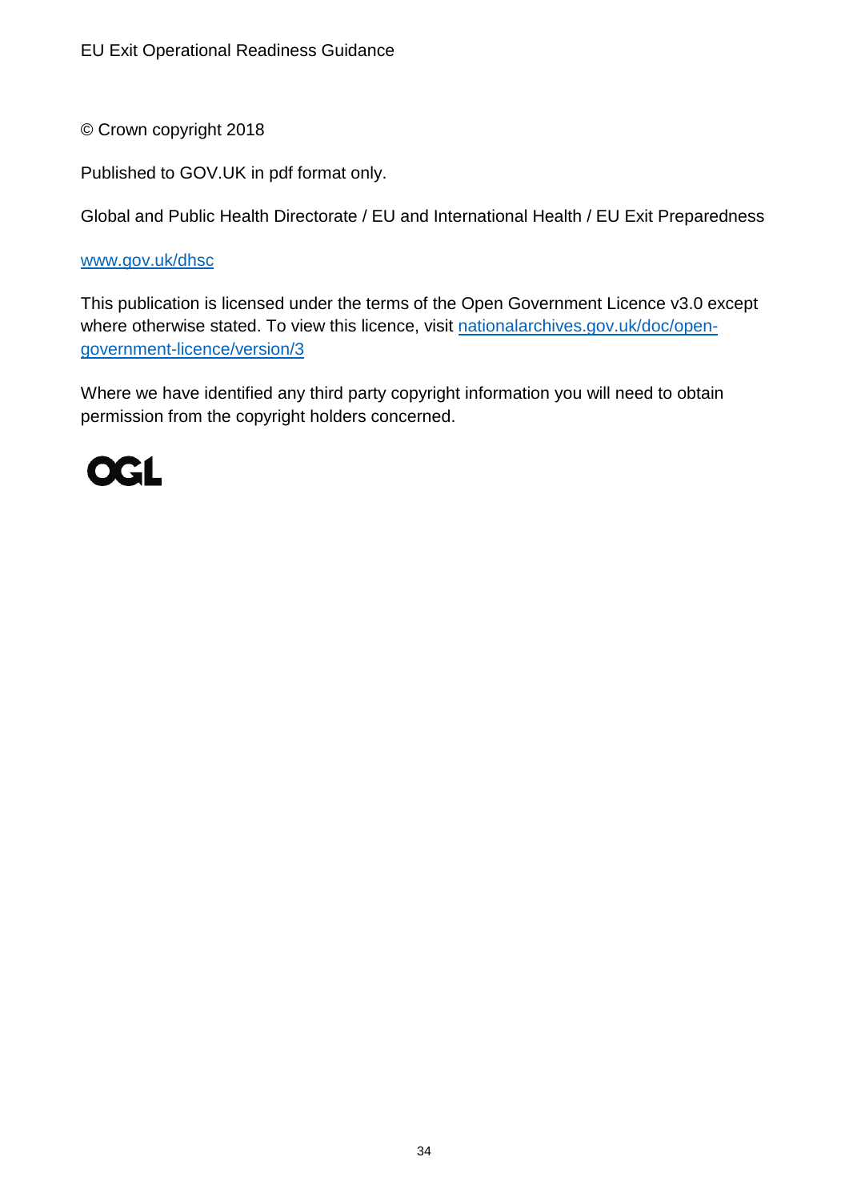© Crown copyright 2018

Published to GOV.UK in pdf format only.

Global and Public Health Directorate / EU and International Health / EU Exit Preparedness

[www.gov.uk/dhsc](http://www.gov.uk/dhsc)

This publication is licensed under the terms of the Open Government Licence v3.0 except where otherwise stated. To view this licence, visit [nationalarchives.gov.uk/doc/open-government-licence/version/3](http://nationalarchives.gov.uk/doc/open-government-licence/version/3)

Where we have identified any third party copyright information you will need to obtain permission from the copyright holders concerned.

OGL